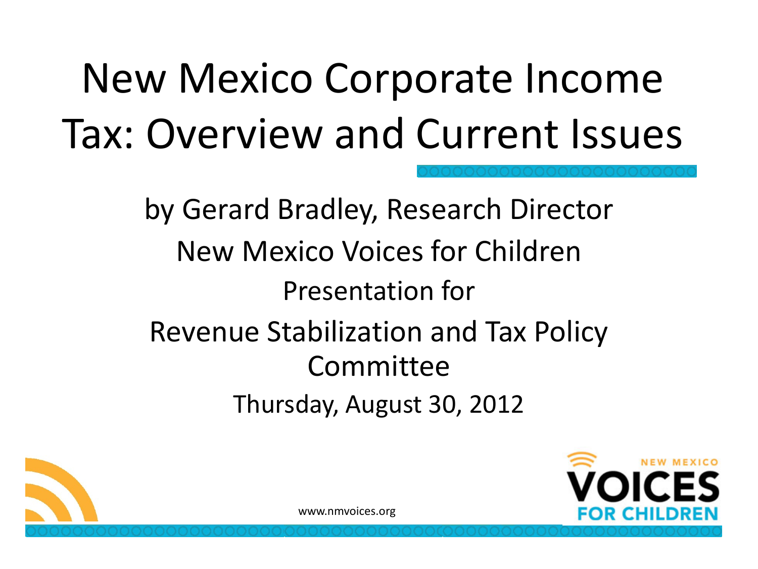# New Mexico Corporate Income Tax: Overview and Current Issues

by Gerard Bradley, Research Director

New Mexico Voices for Children

Presentation for

Revenue Stabilization and Tax Policy Committee

Thursday, August 30, 2012

www.nmvoices.org

NEW MEXICO VOICES FOR CHILDREN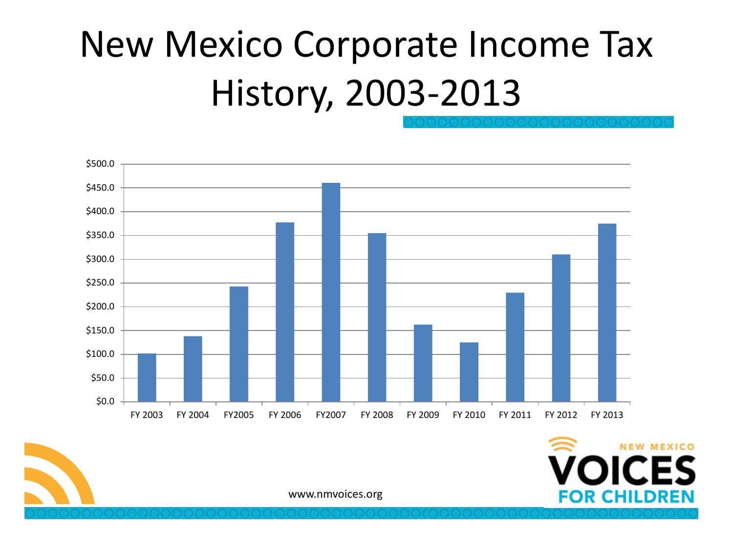# New Mexico Corporate Income Tax History, 2003-2013

| Fiscal Year | Amount |
|---|---|
| FY 2003 | ~$102 |
| FY 2004 | ~$138 |
| FY2005 | ~$242 |
| FY 2006 | ~$377 |
| FY2007 | ~$460 |
| FY 2008 | ~$355 |
| FY 2009 | ~$162 |
| FY 2010 | ~$125 |
| FY 2011 | ~$229 |
| FY 2012 | ~$310 |
| FY 2013 | ~$375 |

www.nmvoices.org

NEW MEXICO VOICES FOR CHILDREN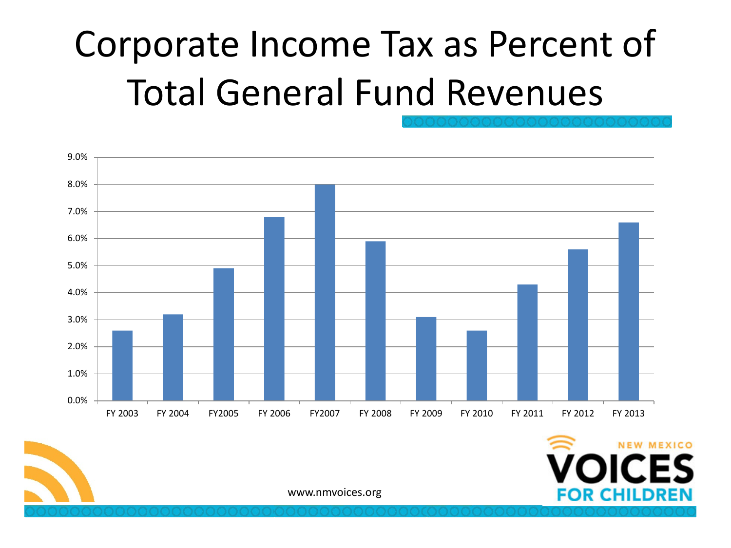# Corporate Income Tax as Percent of Total General Fund Revenues

| Fiscal Year | Percent |
| --- | --- |
| FY 2003 | 2.6% |
| FY 2004 | 3.2% |
| FY2005 | 4.9% |
| FY 2006 | 6.8% |
| FY2007 | 8.0% |
| FY 2008 | 5.9% |
| FY 2009 | 3.1% |
| FY 2010 | 2.6% |
| FY 2011 | 4.3% |
| FY 2012 | 5.6% |
| FY 2013 | 6.6% |

www.nmvoices.org

NEW MEXICO VOICES FOR CHILDREN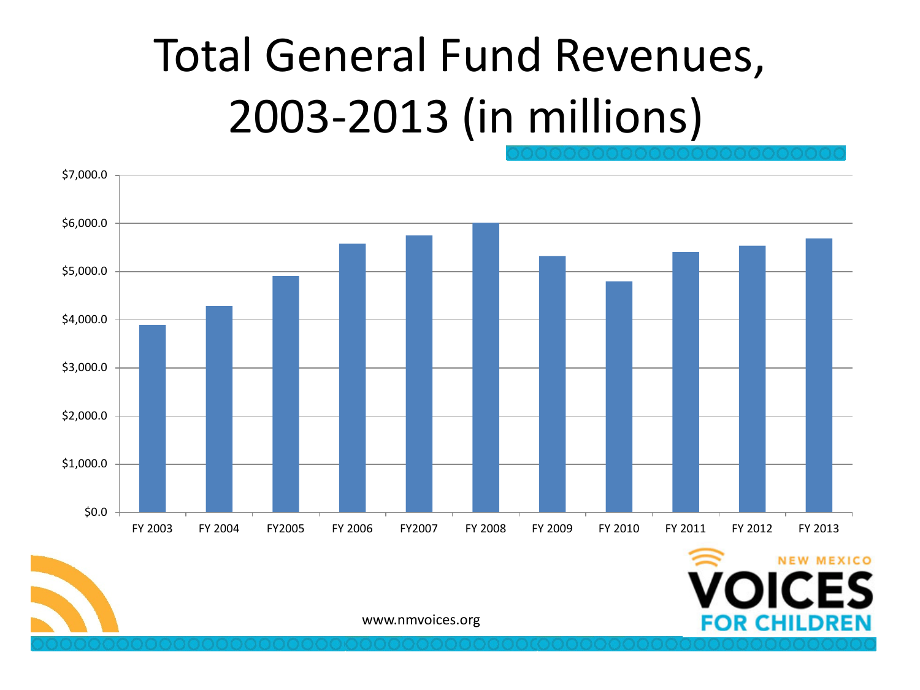# Total General Fund Revenues, 2003-2013 (in millions)

| Fiscal Year | Revenue (approx.) |
| --- | --- |
| FY 2003 | $3,900 |
| FY 2004 | $4,300 |
| FY2005 | $4,900 |
| FY 2006 | $5,600 |
| FY2007 | $5,750 |
| FY 2008 | $6,000 |
| FY 2009 | $5,300 |
| FY 2010 | $4,800 |
| FY 2011 | $5,400 |
| FY 2012 | $5,550 |
| FY 2013 | $5,700 |

www.nmvoices.org

NEW MEXICO VOICES FOR CHILDREN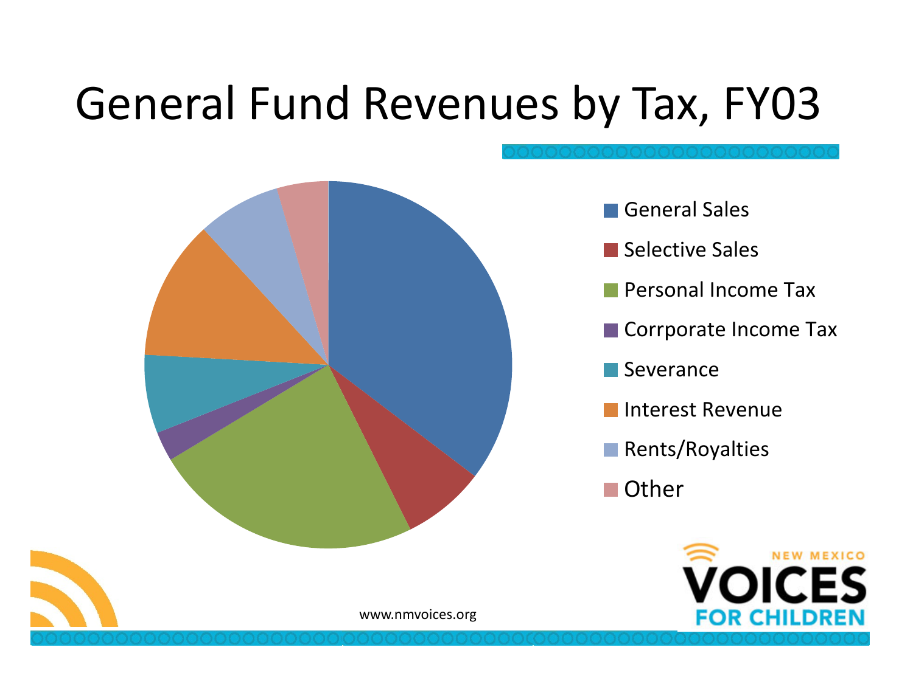# General Fund Revenues by Tax, FY03

- General Sales
- Selective Sales
- Personal Income Tax
- Corrporate Income Tax
- Severance
- Interest Revenue
- Rents/Royalties
- Other

www.nmvoices.org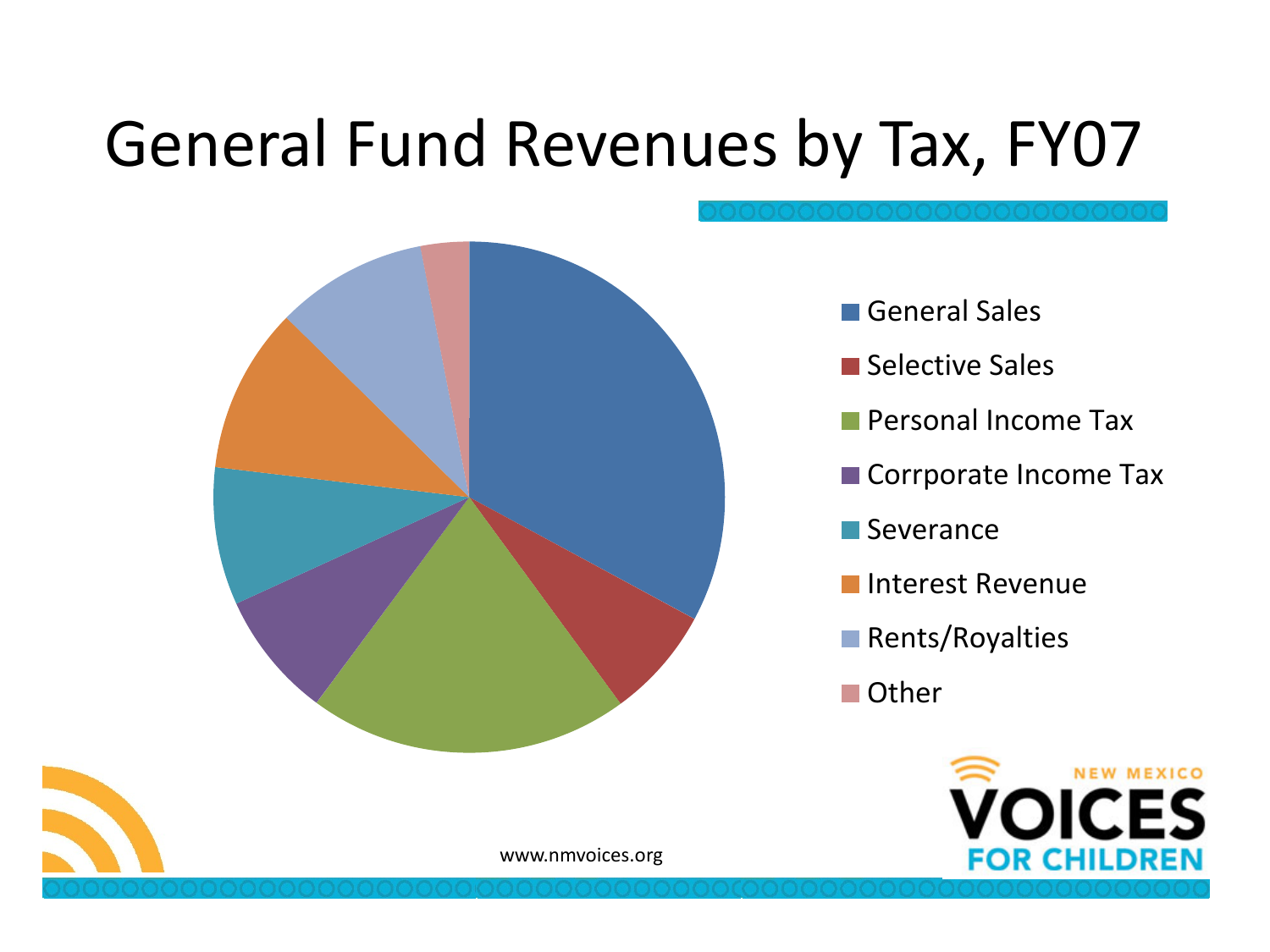# General Fund Revenues by Tax, FY07

- General Sales
- Selective Sales
- Personal Income Tax
- Corrporate Income Tax
- Severance
- Interest Revenue
- Rents/Royalties
- Other

www.nmvoices.org

NEW MEXICO VOICES FOR CHILDREN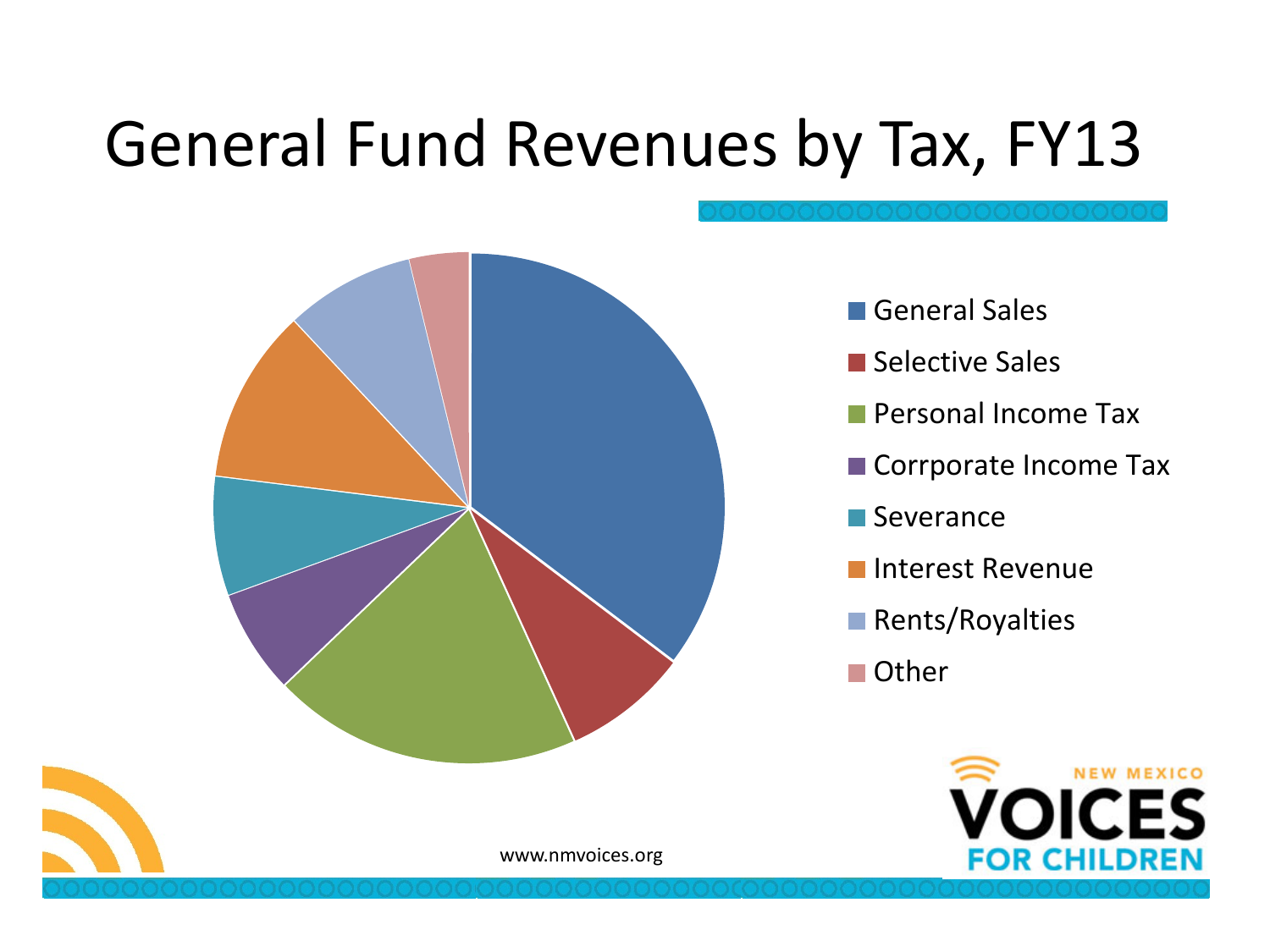# General Fund Revenues by Tax, FY13

- General Sales
- Selective Sales
- Personal Income Tax
- Corrporate Income Tax
- Severance
- Interest Revenue
- Rents/Royalties
- Other

www.nmvoices.org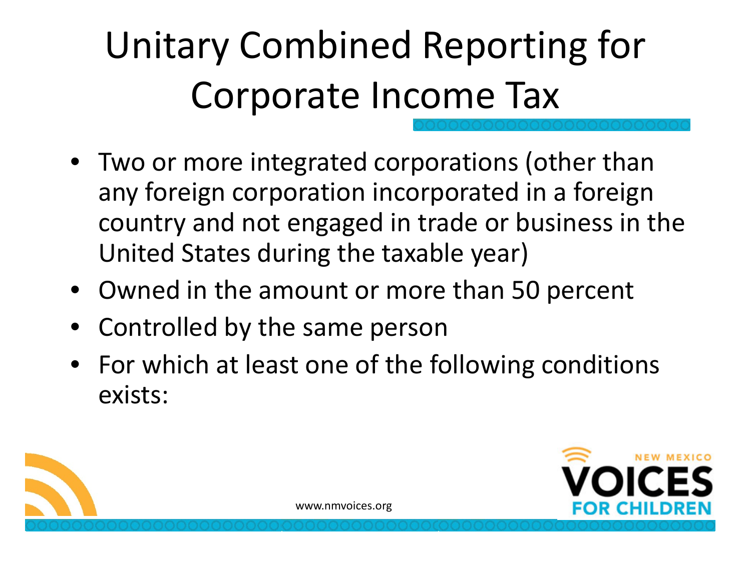# Unitary Combined Reporting for Corporate Income Tax

- Two or more integrated corporations (other than any foreign corporation incorporated in a foreign country and not engaged in trade or business in the United States during the taxable year)
- Owned in the amount or more than 50 percent
- Controlled by the same person
- For which at least one of the following conditions exists: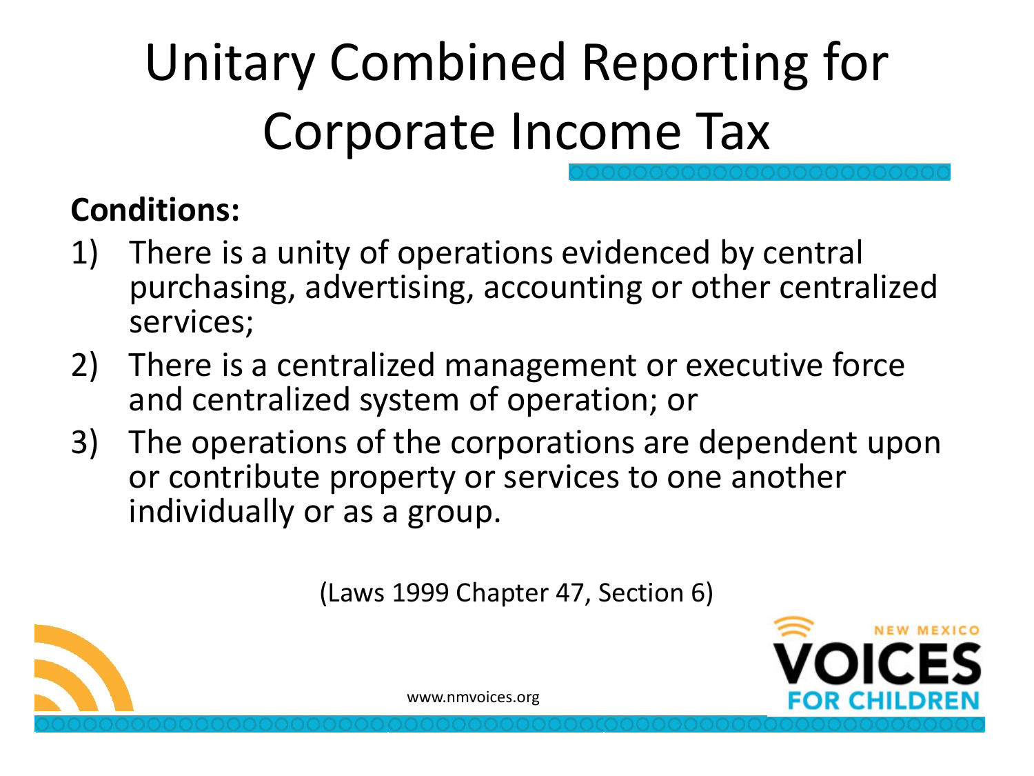# Unitary Combined Reporting for Corporate Income Tax

**Conditions:**

1) There is a unity of operations evidenced by central purchasing, advertising, accounting or other centralized services;
2) There is a centralized management or executive force and centralized system of operation; or
3) The operations of the corporations are dependent upon or contribute property or services to one another individually or as a group.

(Laws 1999 Chapter 47, Section 6)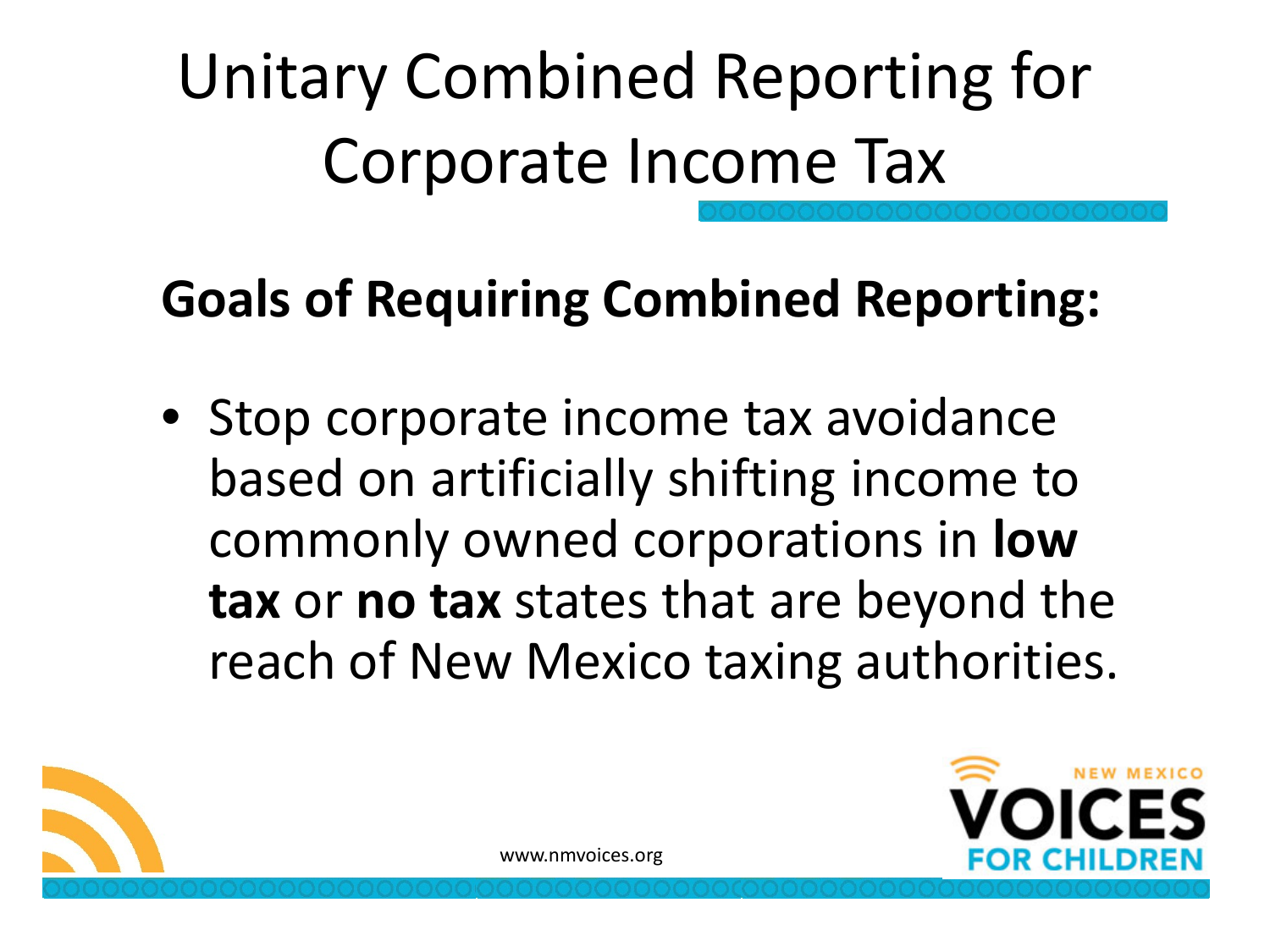# Unitary Combined Reporting for Corporate Income Tax

## Goals of Requiring Combined Reporting:

- Stop corporate income tax avoidance based on artificially shifting income to commonly owned corporations in **low tax** or **no tax** states that are beyond the reach of New Mexico taxing authorities.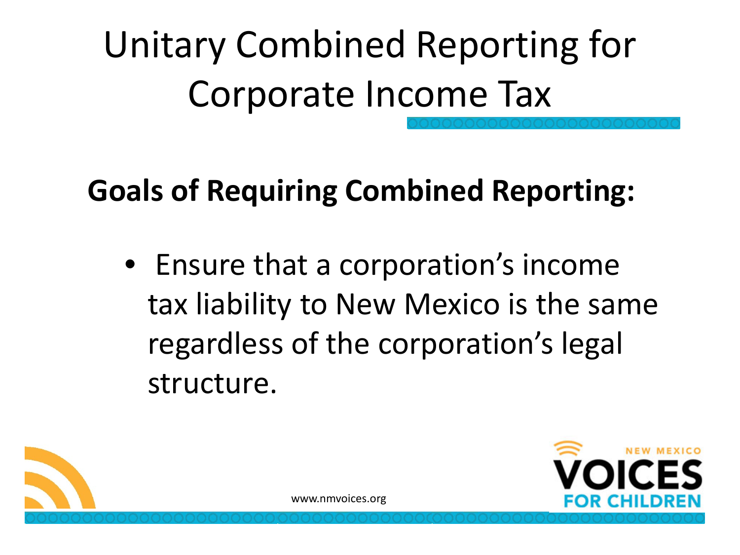# Unitary Combined Reporting for Corporate Income Tax

**Goals of Requiring Combined Reporting:**

- Ensure that a corporation's income tax liability to New Mexico is the same regardless of the corporation's legal structure.

www.nmvoices.org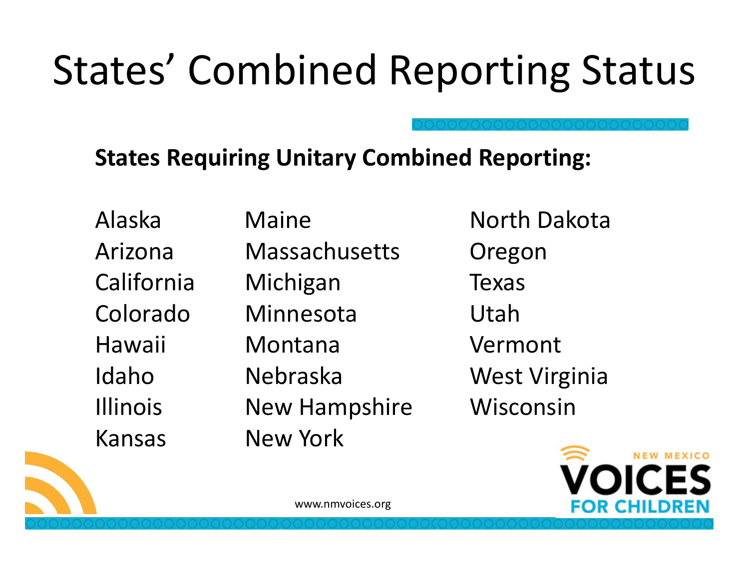# States' Combined Reporting Status

**States Requiring Unitary Combined Reporting:**

- Alaska
- Arizona
- California
- Colorado
- Hawaii
- Idaho
- Illinois
- Kansas
- Maine
- Massachusetts
- Michigan
- Minnesota
- Montana
- Nebraska
- New Hampshire
- New York
- North Dakota
- Oregon
- Texas
- Utah
- Vermont
- West Virginia
- Wisconsin

www.nmvoices.org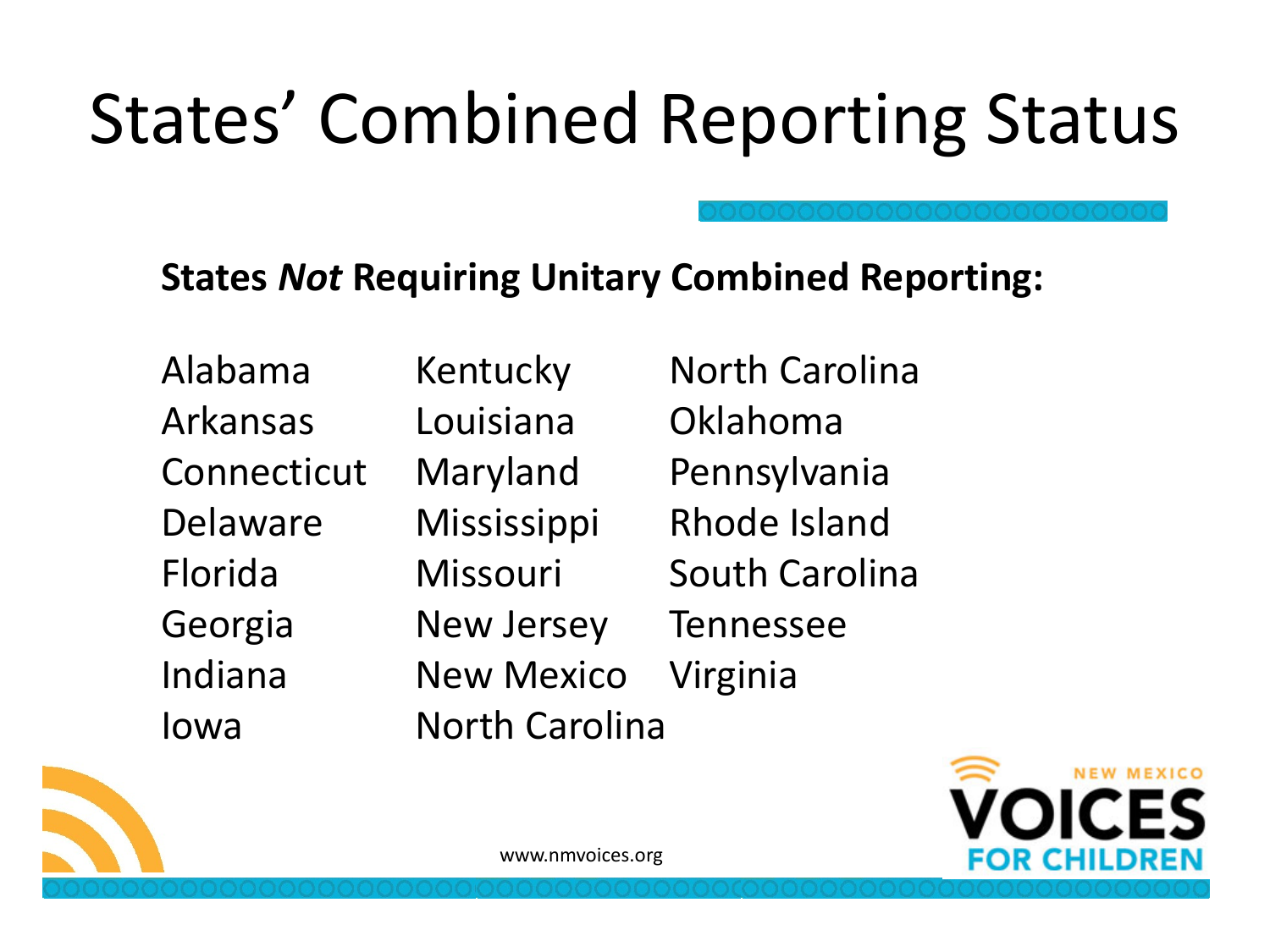# States' Combined Reporting Status

**States *Not* Requiring Unitary Combined Reporting:**

| | | |
|---|---|---|
| Alabama | Kentucky | North Carolina |
| Arkansas | Louisiana | Oklahoma |
| Connecticut | Maryland | Pennsylvania |
| Delaware | Mississippi | Rhode Island |
| Florida | Missouri | South Carolina |
| Georgia | New Jersey | Tennessee |
| Indiana | New Mexico | Virginia |
| Iowa | North Carolina | |

www.nmvoices.org

NEW MEXICO VOICES FOR CHILDREN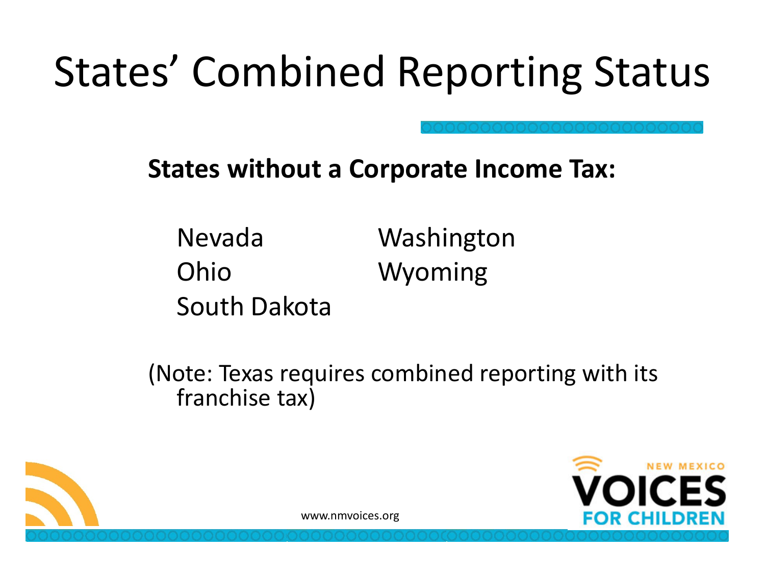# States' Combined Reporting Status

**States without a Corporate Income Tax:**

- Nevada
- Ohio
- South Dakota
- Washington
- Wyoming

(Note: Texas requires combined reporting with its franchise tax)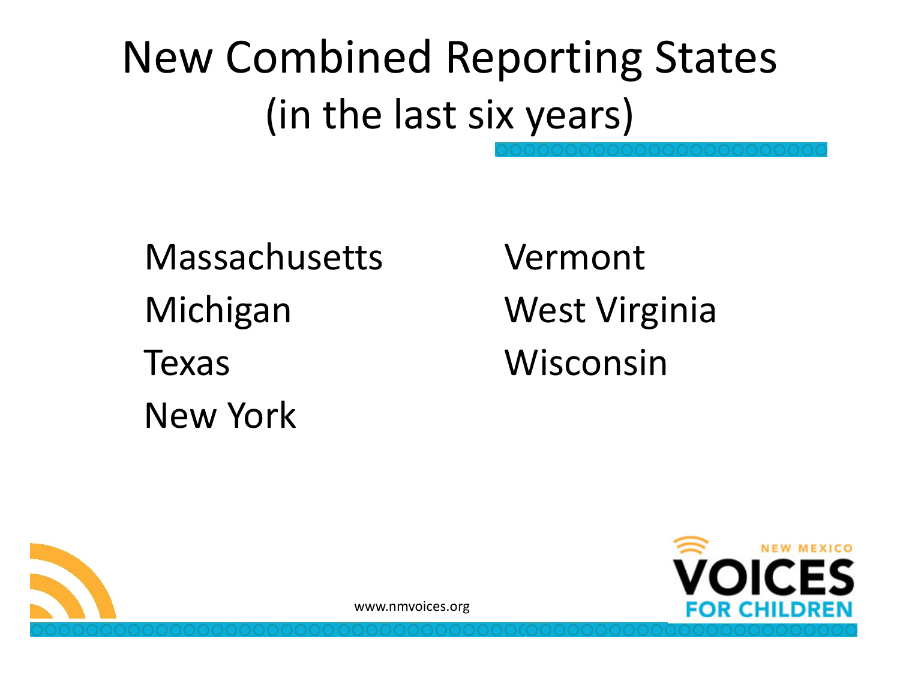# New Combined Reporting States (in the last six years)

- Massachusetts
- Michigan
- Texas
- New York
- Vermont
- West Virginia
- Wisconsin

www.nmvoices.org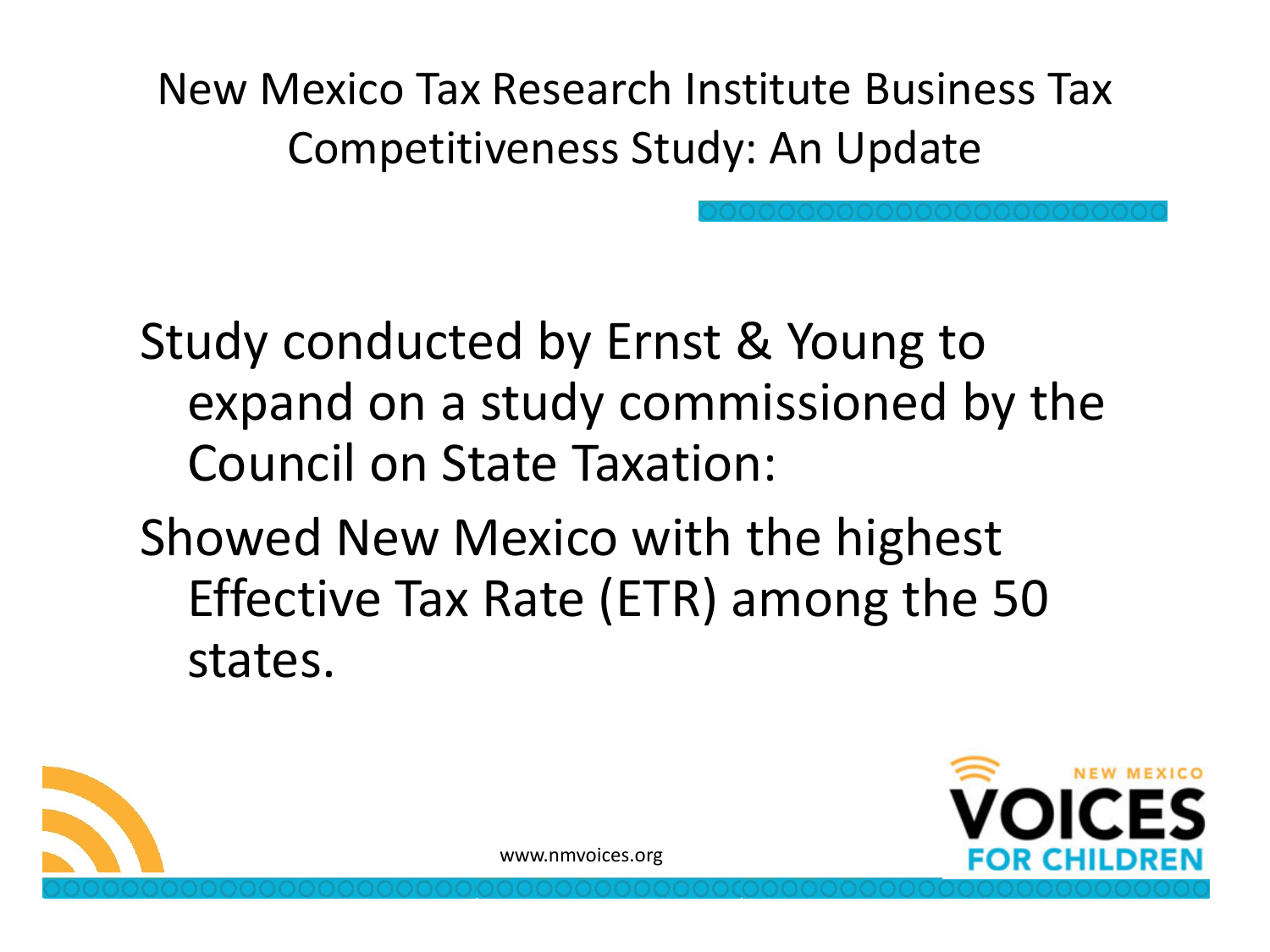# New Mexico Tax Research Institute Business Tax Competitiveness Study: An Update

Study conducted by Ernst & Young to expand on a study commissioned by the Council on State Taxation:

Showed New Mexico with the highest Effective Tax Rate (ETR) among the 50 states.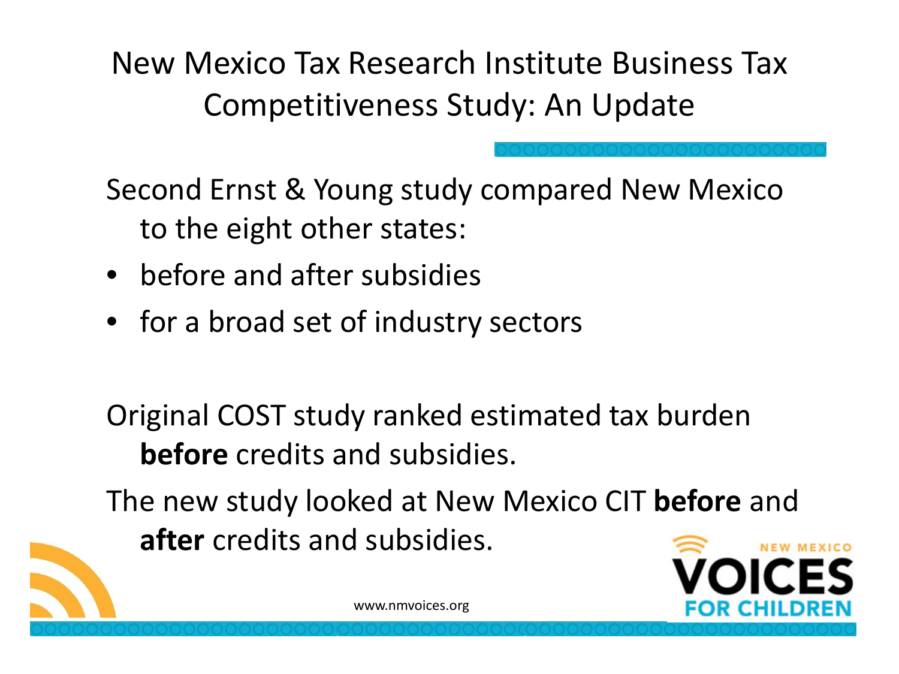# New Mexico Tax Research Institute Business Tax Competitiveness Study: An Update

Second Ernst & Young study compared New Mexico to the eight other states:

- before and after subsidies
- for a broad set of industry sectors

Original COST study ranked estimated tax burden **before** credits and subsidies.

The new study looked at New Mexico CIT **before** and **after** credits and subsidies.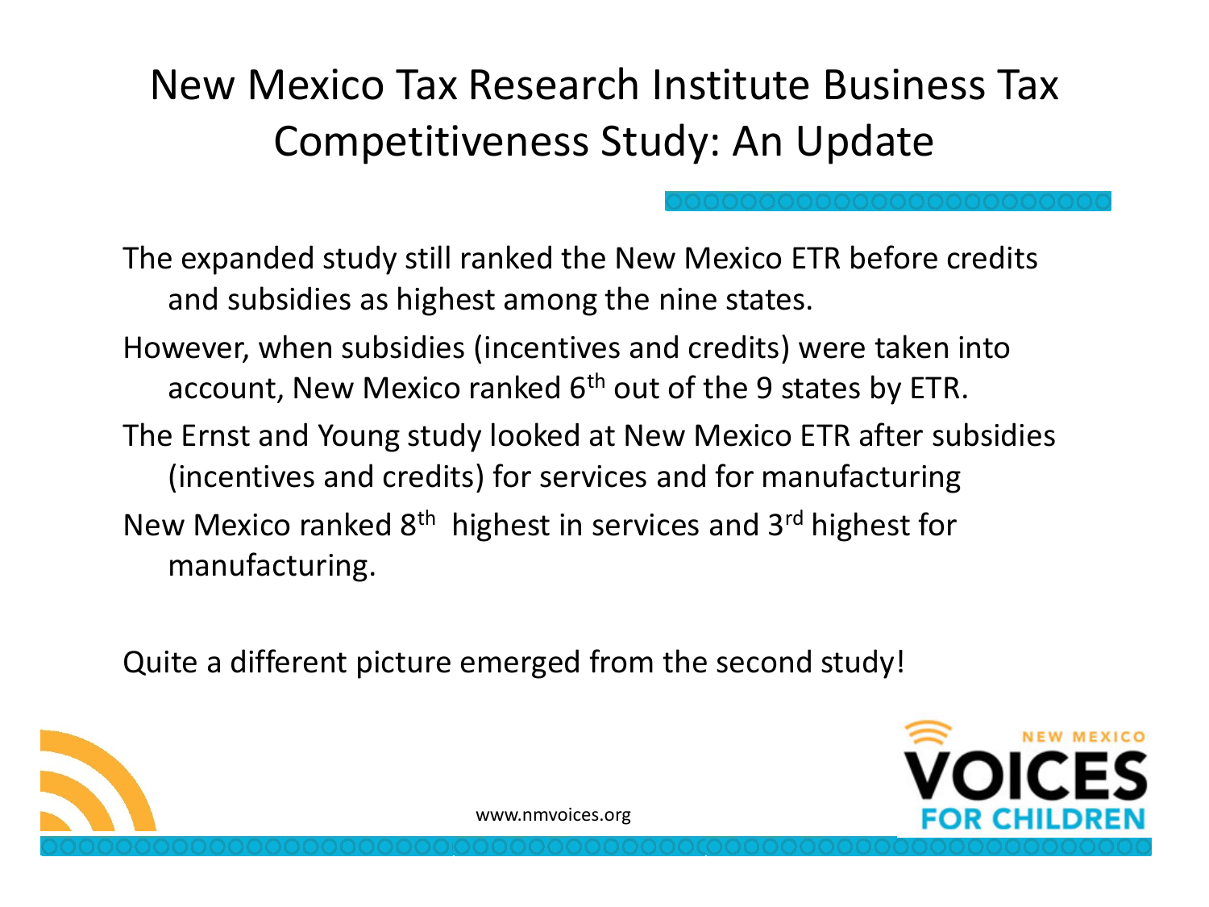# New Mexico Tax Research Institute Business Tax Competitiveness Study: An Update

The expanded study still ranked the New Mexico ETR before credits and subsidies as highest among the nine states.

However, when subsidies (incentives and credits) were taken into account, New Mexico ranked 6th out of the 9 states by ETR.

The Ernst and Young study looked at New Mexico ETR after subsidies (incentives and credits) for services and for manufacturing

New Mexico ranked 8th highest in services and 3rd highest for manufacturing.

Quite a different picture emerged from the second study!

www.nmvoices.org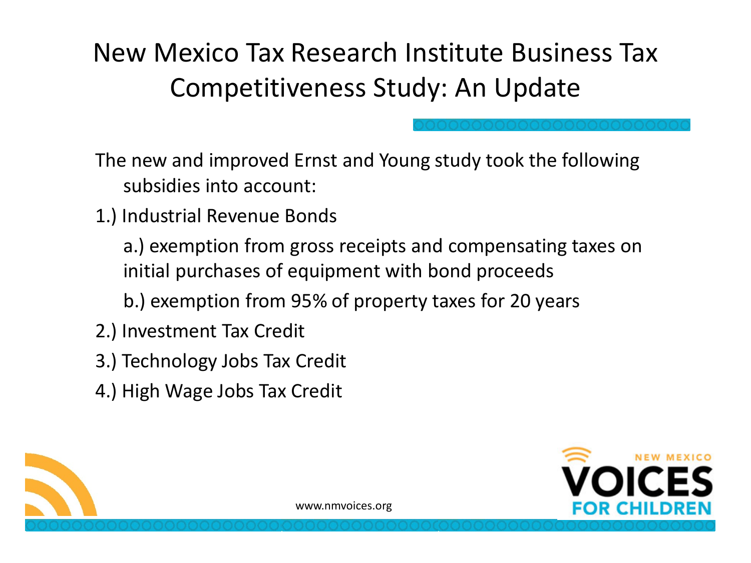# New Mexico Tax Research Institute Business Tax Competitiveness Study: An Update

The new and improved Ernst and Young study took the following subsidies into account:

1.) Industrial Revenue Bonds

a.) exemption from gross receipts and compensating taxes on initial purchases of equipment with bond proceeds

b.) exemption from 95% of property taxes for 20 years

2.) Investment Tax Credit

3.) Technology Jobs Tax Credit

4.) High Wage Jobs Tax Credit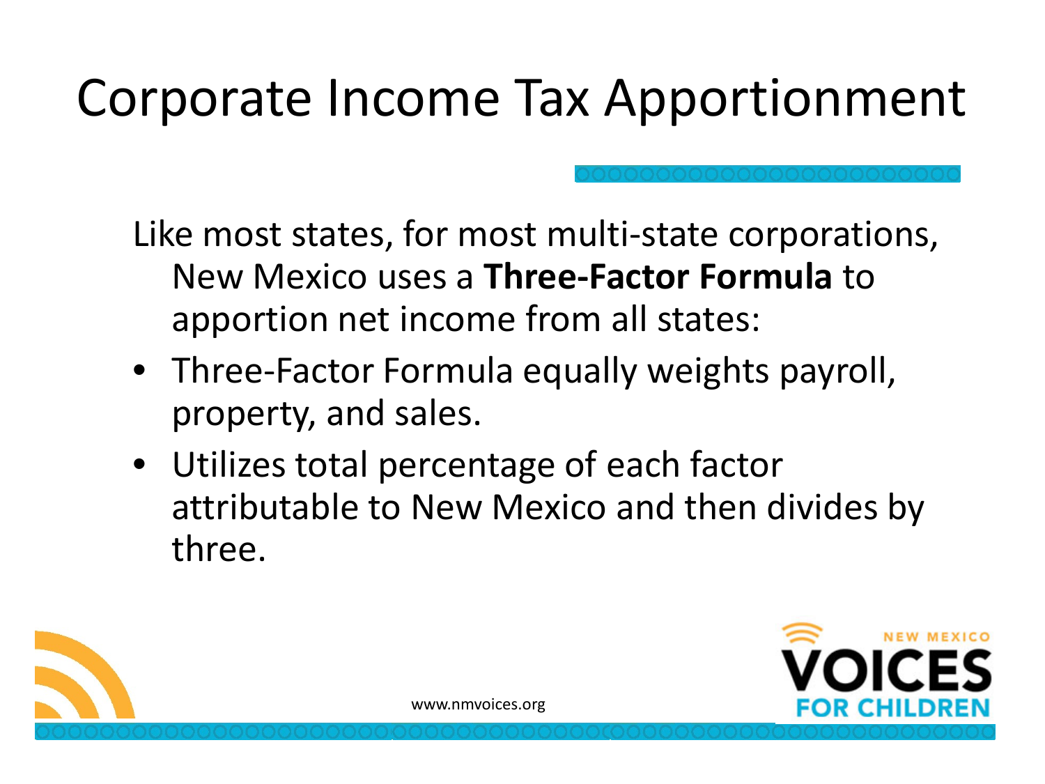# Corporate Income Tax Apportionment

Like most states, for most multi-state corporations, New Mexico uses a **Three-Factor Formula** to apportion net income from all states:

- Three-Factor Formula equally weights payroll, property, and sales.
- Utilizes total percentage of each factor attributable to New Mexico and then divides by three.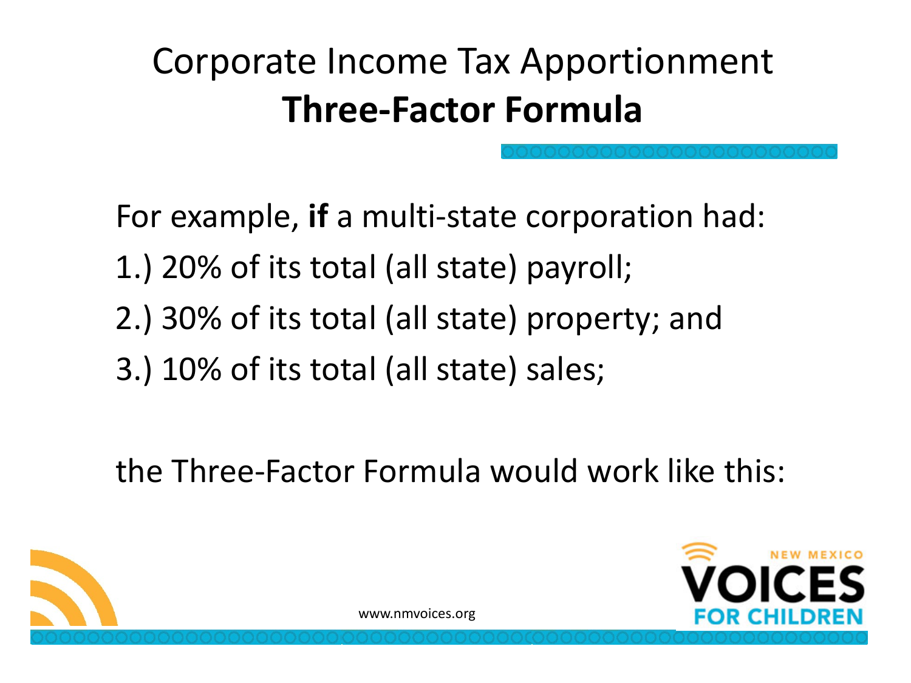# Corporate Income Tax Apportionment
## **Three-Factor Formula**

For example, **if** a multi-state corporation had:

1.) 20% of its total (all state) payroll;

2.) 30% of its total (all state) property; and

3.) 10% of its total (all state) sales;

the Three-Factor Formula would work like this: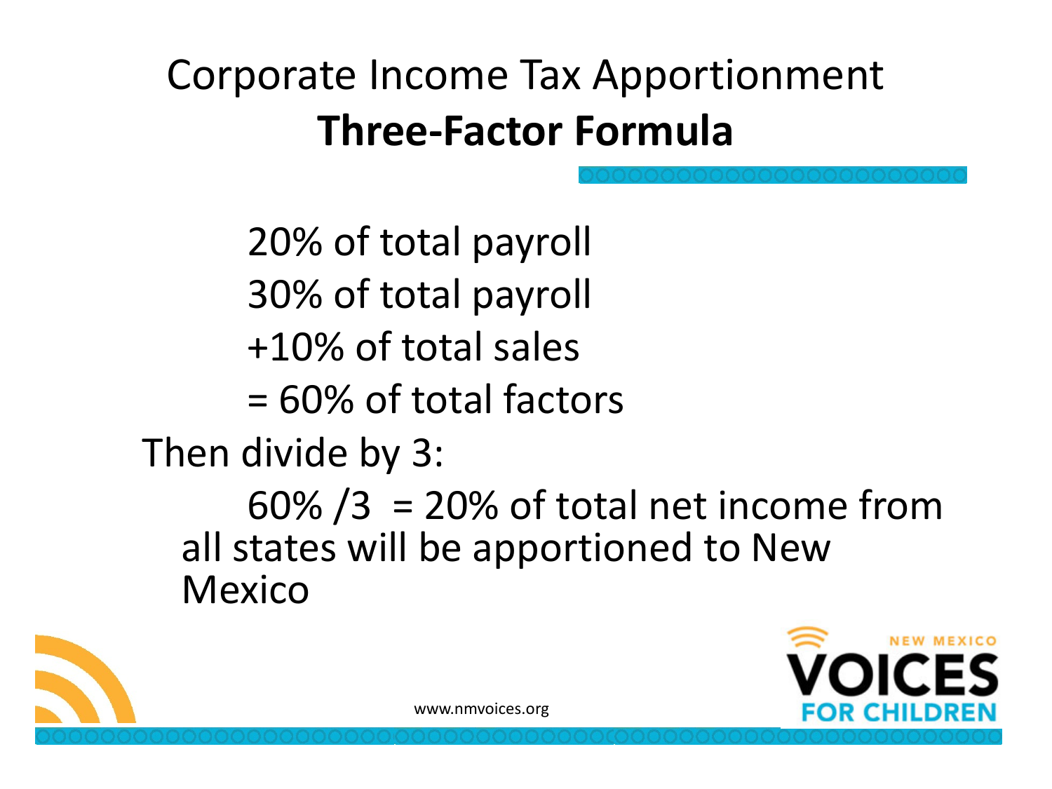# Corporate Income Tax Apportionment
## **Three-Factor Formula**

20% of total payroll
30% of total payroll
+10% of total sales
= 60% of total factors

Then divide by 3:

60% /3 = 20% of total net income from all states will be apportioned to New Mexico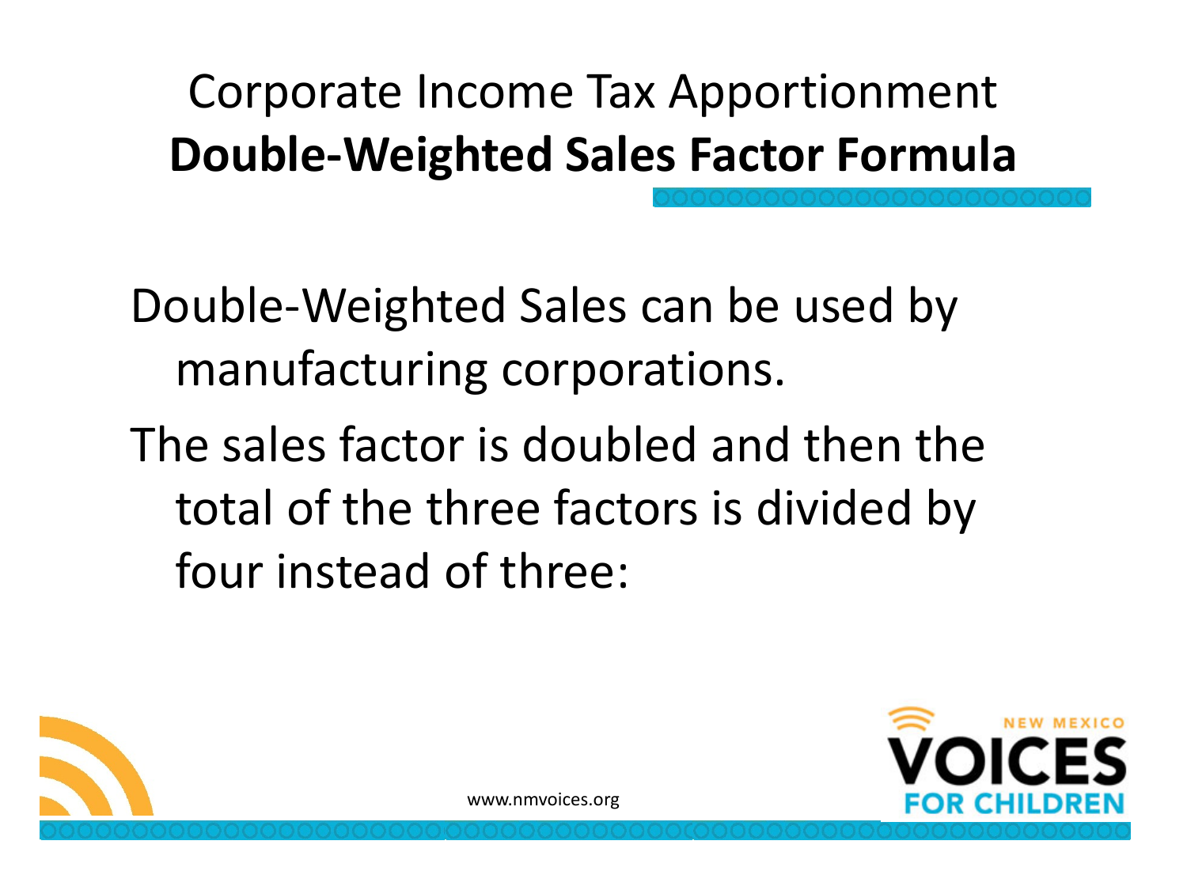# Corporate Income Tax Apportionment
## **Double-Weighted Sales Factor Formula**

Double-Weighted Sales can be used by manufacturing corporations.

The sales factor is doubled and then the total of the three factors is divided by four instead of three:

www.nmvoices.org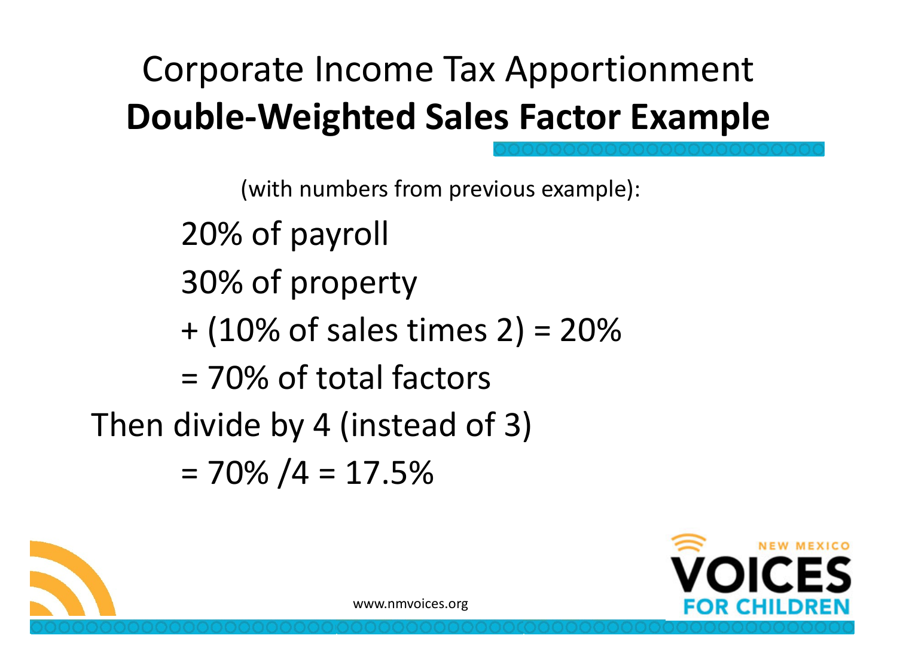# Corporate Income Tax Apportionment
# **Double-Weighted Sales Factor Example**

(with numbers from previous example):

20% of payroll

30% of property

+ (10% of sales times 2) = 20%

= 70% of total factors

Then divide by 4 (instead of 3)

= 70% /4 = 17.5%

www.nmvoices.org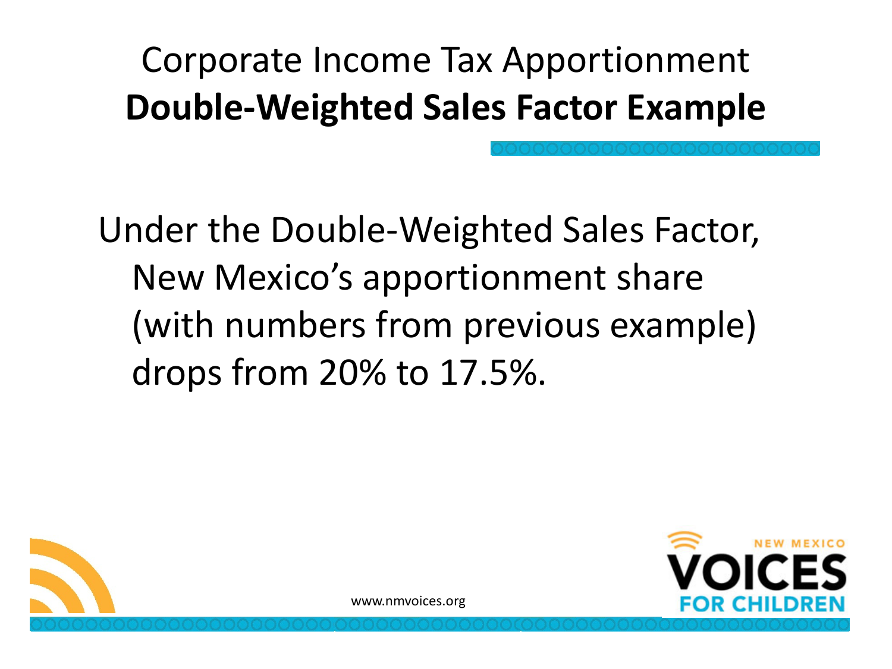# Corporate Income Tax Apportionment
## **Double-Weighted Sales Factor Example**

Under the Double-Weighted Sales Factor, New Mexico's apportionment share (with numbers from previous example) drops from 20% to 17.5%.

www.nmvoices.org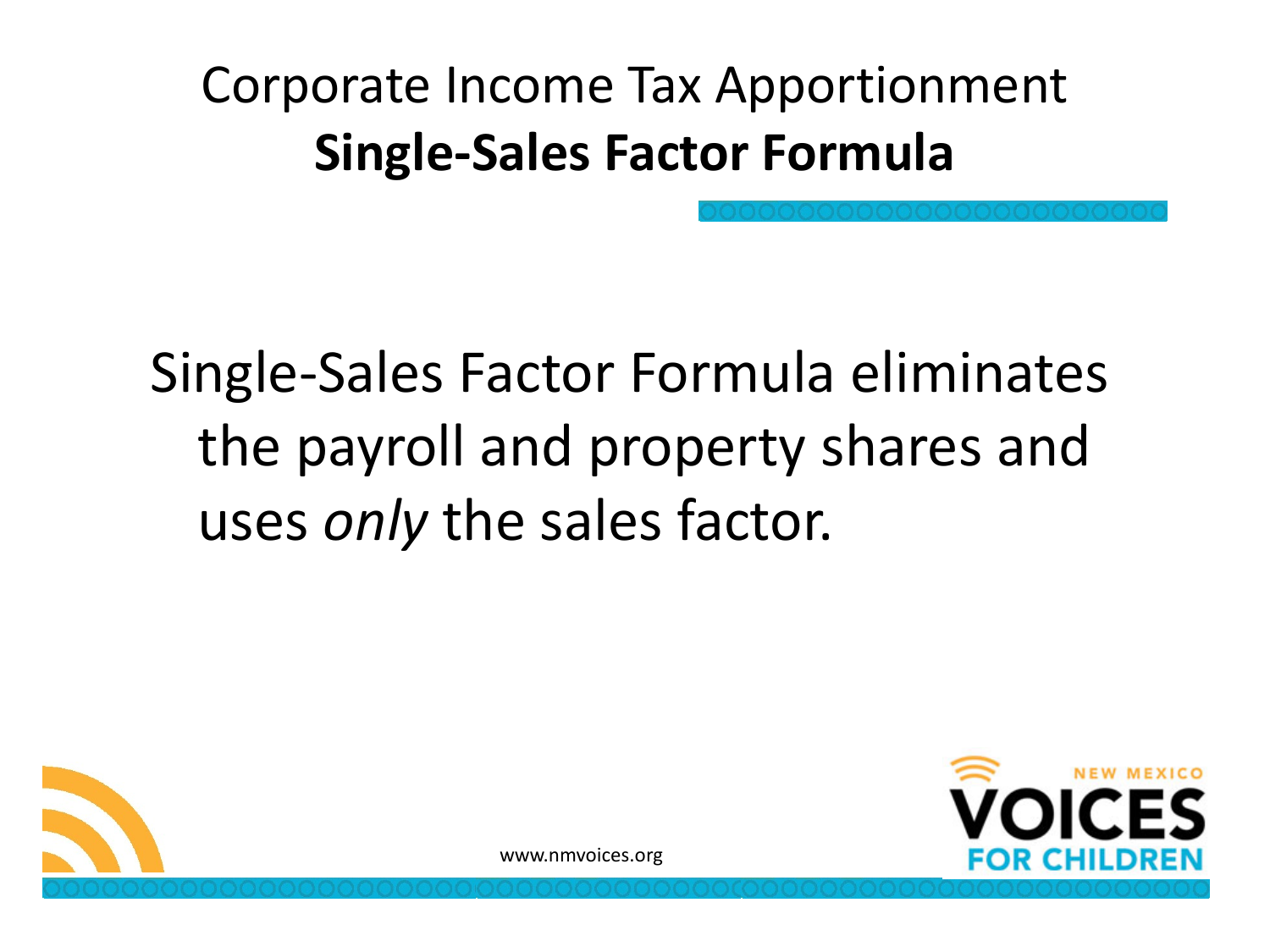# Corporate Income Tax Apportionment
## **Single-Sales Factor Formula**

Single-Sales Factor Formula eliminates the payroll and property shares and uses *only* the sales factor.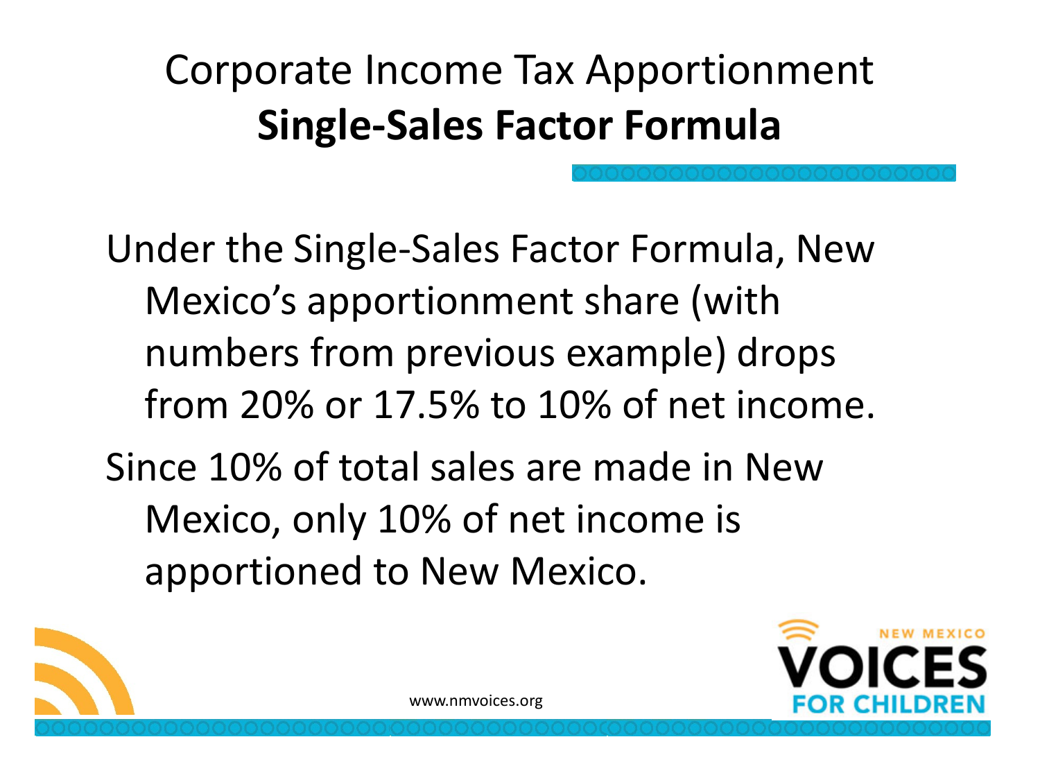# Corporate Income Tax Apportionment
## **Single-Sales Factor Formula**

Under the Single-Sales Factor Formula, New Mexico's apportionment share (with numbers from previous example) drops from 20% or 17.5% to 10% of net income.

Since 10% of total sales are made in New Mexico, only 10% of net income is apportioned to New Mexico.

www.nmvoices.org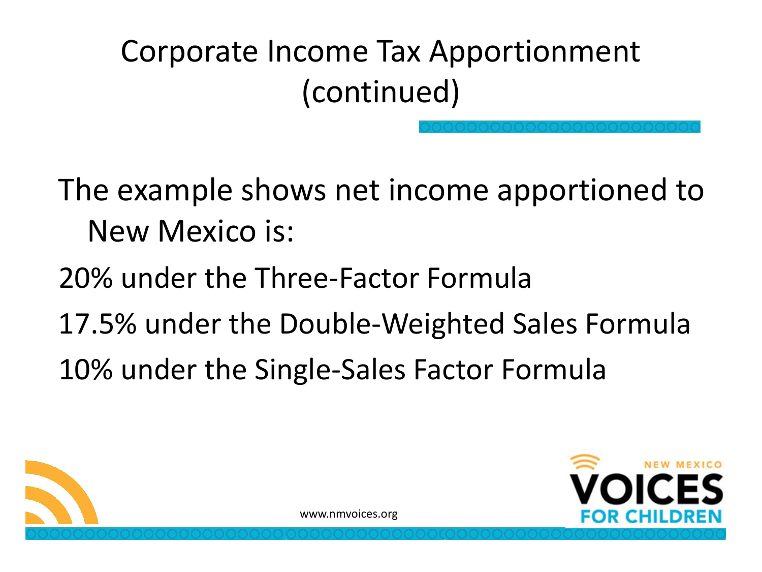# Corporate Income Tax Apportionment (continued)

The example shows net income apportioned to New Mexico is:

20% under the Three-Factor Formula

17.5% under the Double-Weighted Sales Formula

10% under the Single-Sales Factor Formula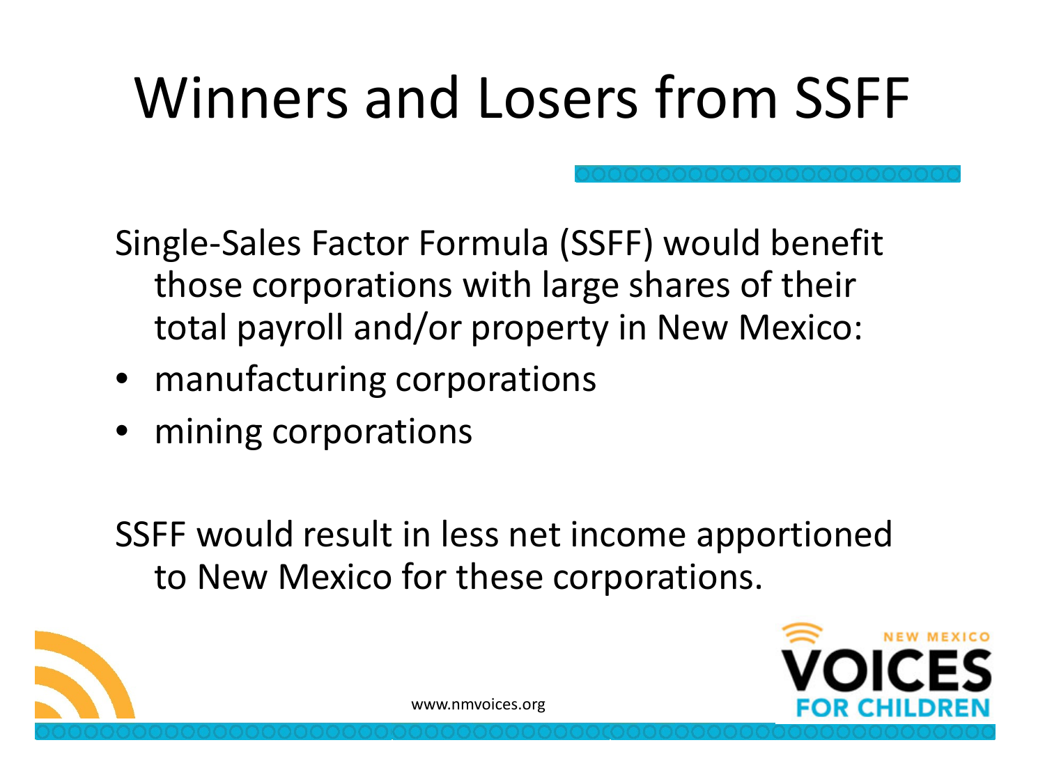# Winners and Losers from SSFF

Single-Sales Factor Formula (SSFF) would benefit those corporations with large shares of their total payroll and/or property in New Mexico:

- manufacturing corporations
- mining corporations

SSFF would result in less net income apportioned to New Mexico for these corporations.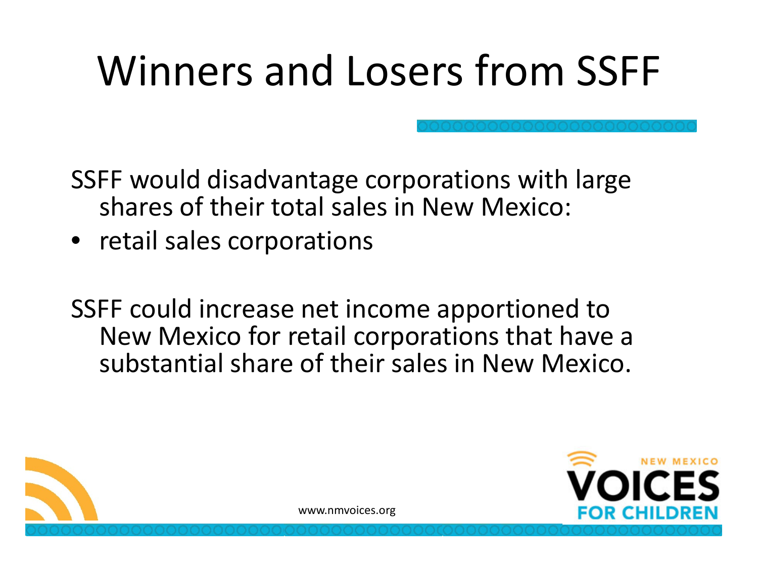# Winners and Losers from SSFF

SSFF would disadvantage corporations with large shares of their total sales in New Mexico:

- retail sales corporations

SSFF could increase net income apportioned to New Mexico for retail corporations that have a substantial share of their sales in New Mexico.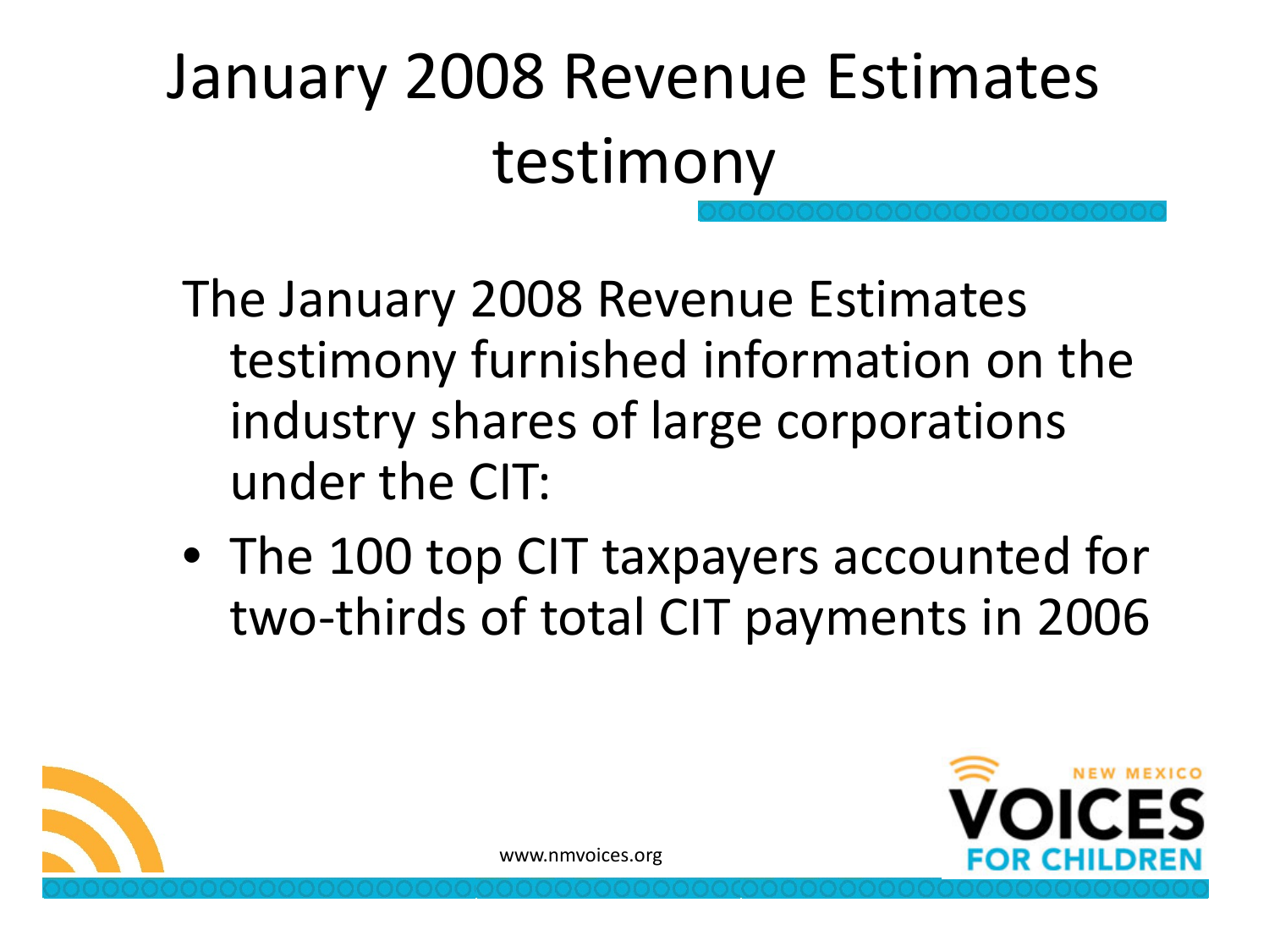# January 2008 Revenue Estimates testimony

The January 2008 Revenue Estimates testimony furnished information on the industry shares of large corporations under the CIT:

- The 100 top CIT taxpayers accounted for two-thirds of total CIT payments in 2006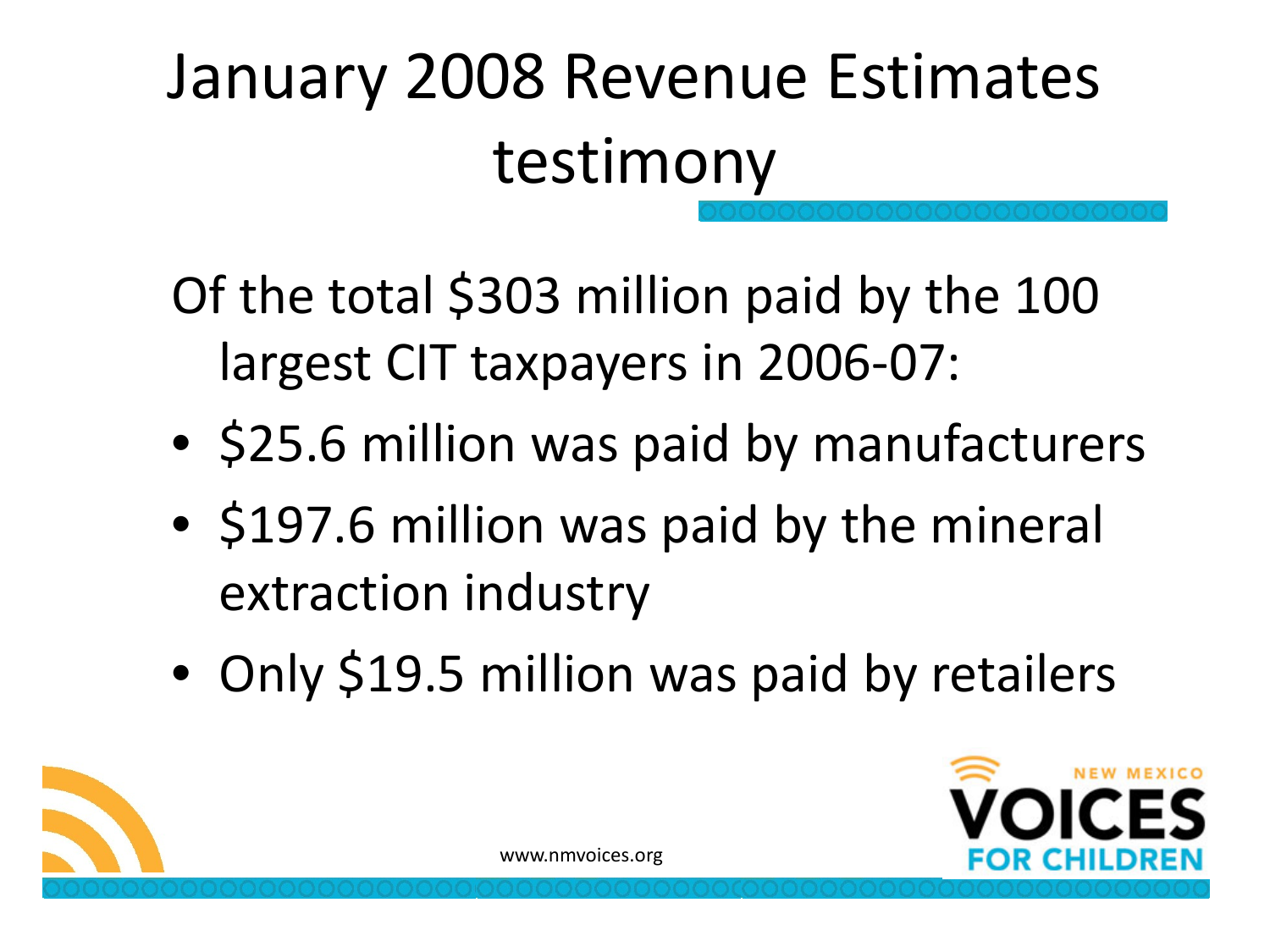# January 2008 Revenue Estimates testimony

Of the total $303 million paid by the 100 largest CIT taxpayers in 2006-07:

- $25.6 million was paid by manufacturers
- $197.6 million was paid by the mineral extraction industry
- Only $19.5 million was paid by retailers

www.nmvoices.org

NEW MEXICO VOICES FOR CHILDREN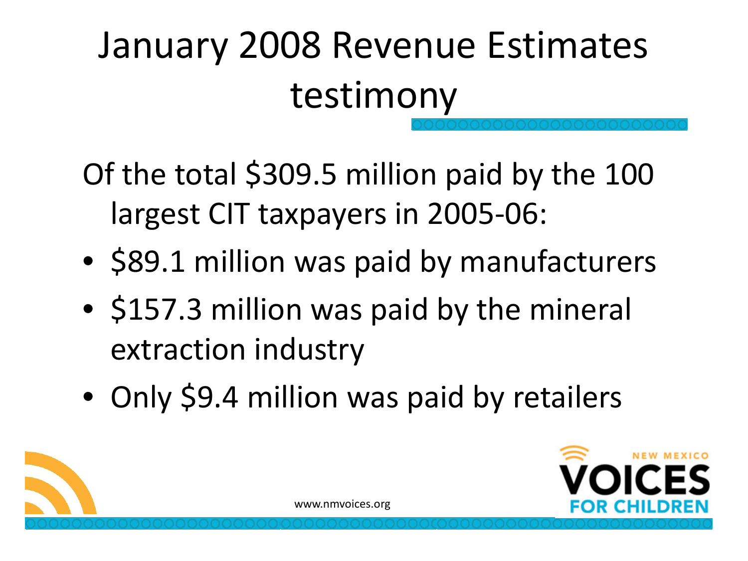# January 2008 Revenue Estimates testimony

Of the total $309.5 million paid by the 100 largest CIT taxpayers in 2005-06:

- $89.1 million was paid by manufacturers
- $157.3 million was paid by the mineral extraction industry
- Only $9.4 million was paid by retailers

www.nmvoices.org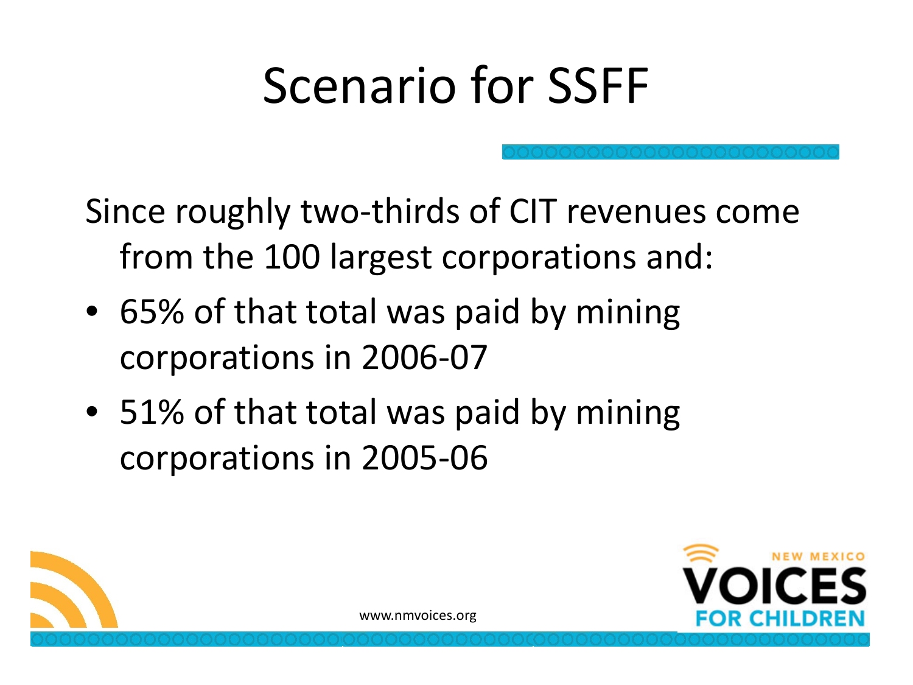# Scenario for SSFF

Since roughly two-thirds of CIT revenues come from the 100 largest corporations and:

- 65% of that total was paid by mining corporations in 2006-07
- 51% of that total was paid by mining corporations in 2005-06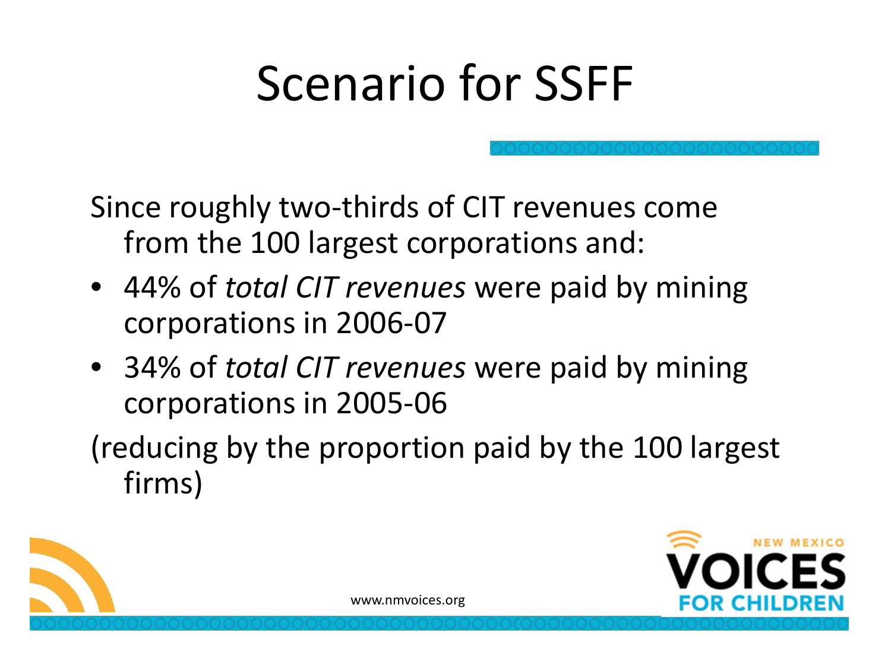# Scenario for SSFF

Since roughly two-thirds of CIT revenues come from the 100 largest corporations and:

- 44% of *total CIT revenues* were paid by mining corporations in 2006-07
- 34% of *total CIT revenues* were paid by mining corporations in 2005-06

(reducing by the proportion paid by the 100 largest firms)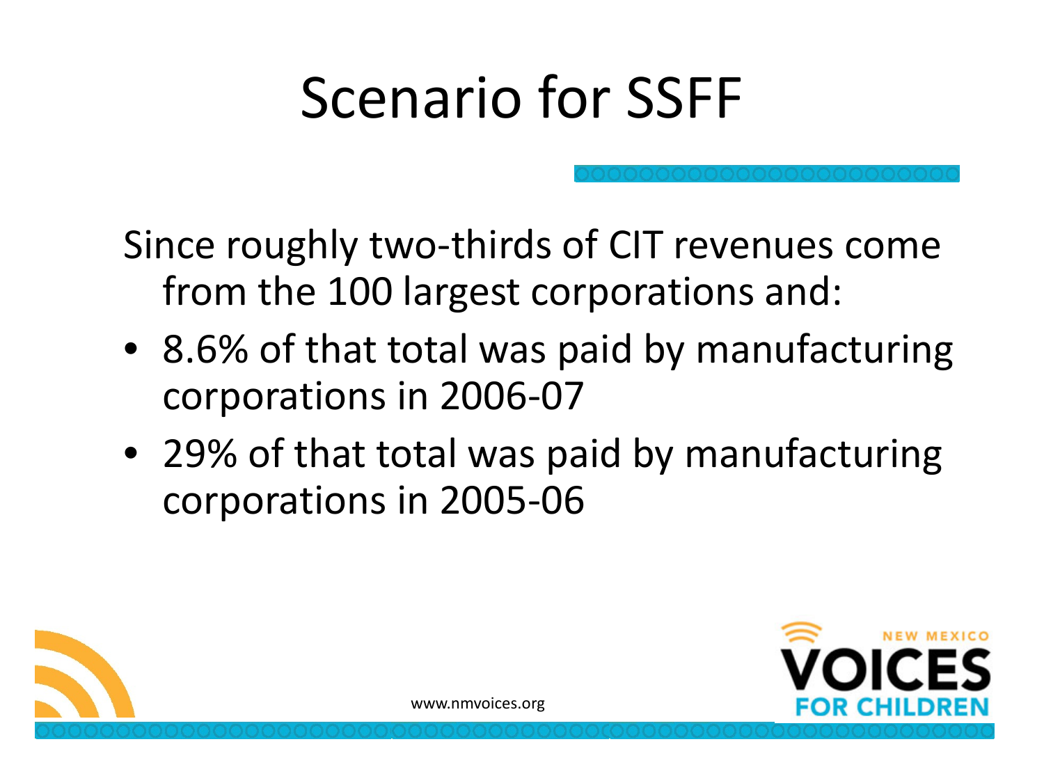# Scenario for SSFF

Since roughly two-thirds of CIT revenues come from the 100 largest corporations and:

- 8.6% of that total was paid by manufacturing corporations in 2006-07
- 29% of that total was paid by manufacturing corporations in 2005-06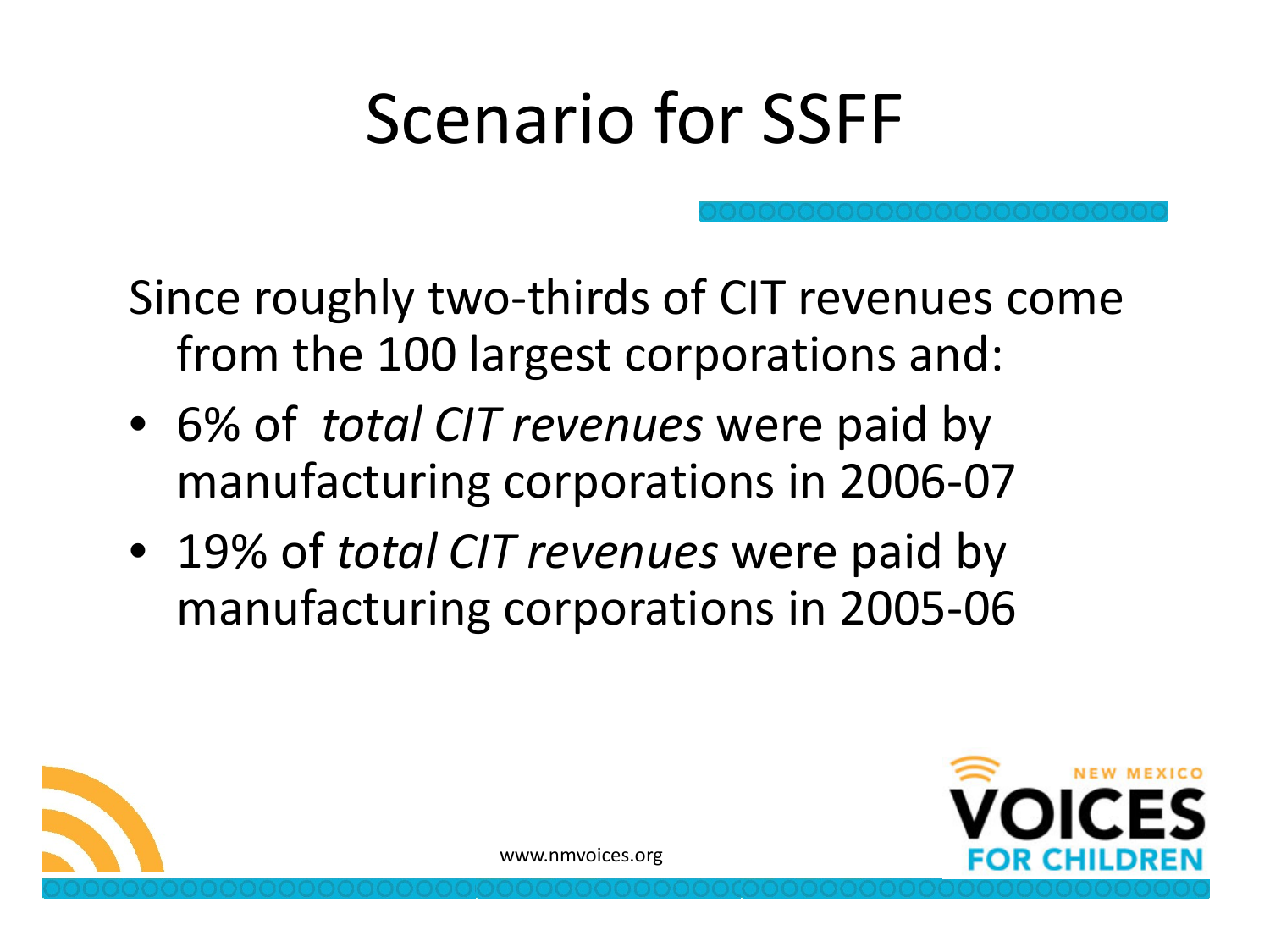# Scenario for SSFF

Since roughly two-thirds of CIT revenues come from the 100 largest corporations and:

- 6% of *total CIT revenues* were paid by manufacturing corporations in 2006-07
- 19% of *total CIT revenues* were paid by manufacturing corporations in 2005-06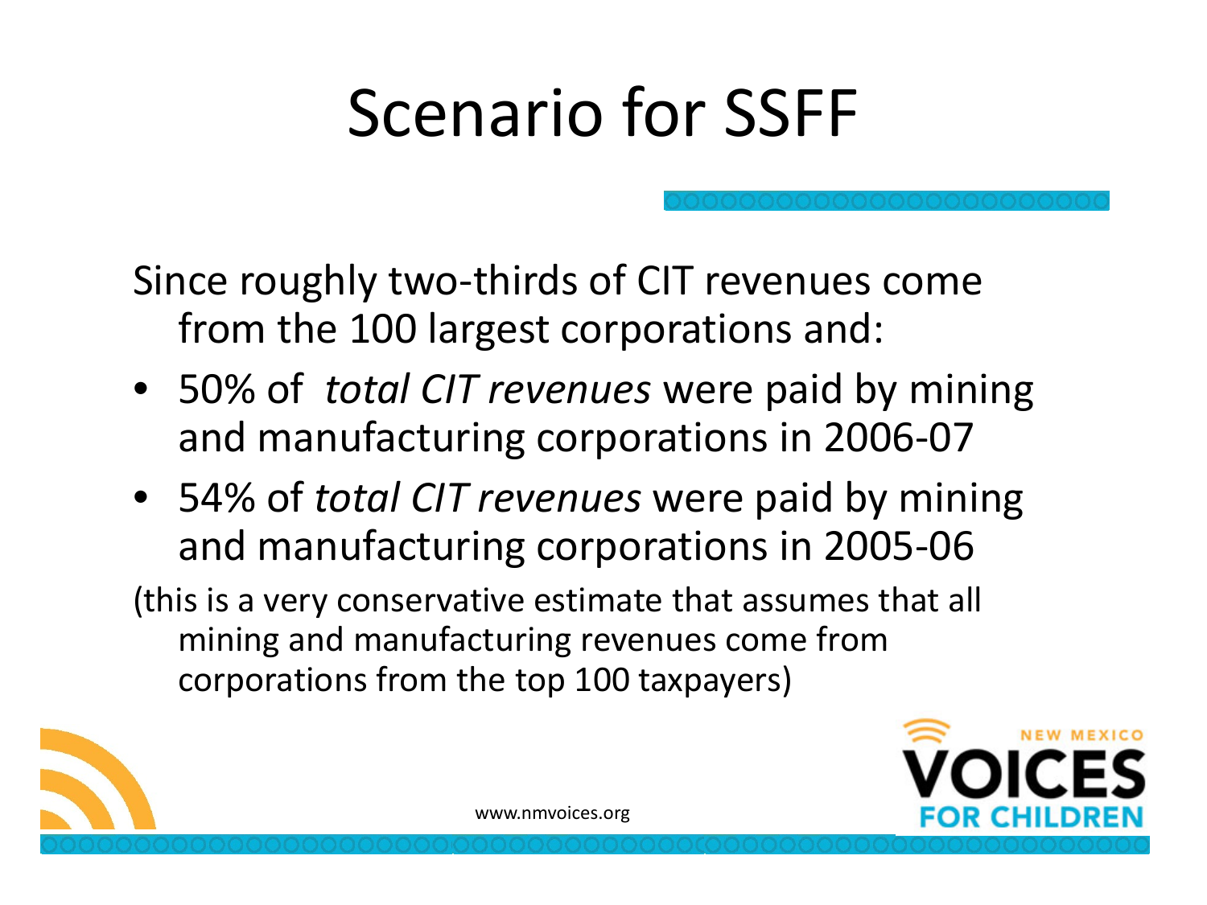# Scenario for SSFF

Since roughly two-thirds of CIT revenues come from the 100 largest corporations and:

- 50% of *total CIT revenues* were paid by mining and manufacturing corporations in 2006-07
- 54% of *total CIT revenues* were paid by mining and manufacturing corporations in 2005-06

(this is a very conservative estimate that assumes that all mining and manufacturing revenues come from corporations from the top 100 taxpayers)

www.nmvoices.org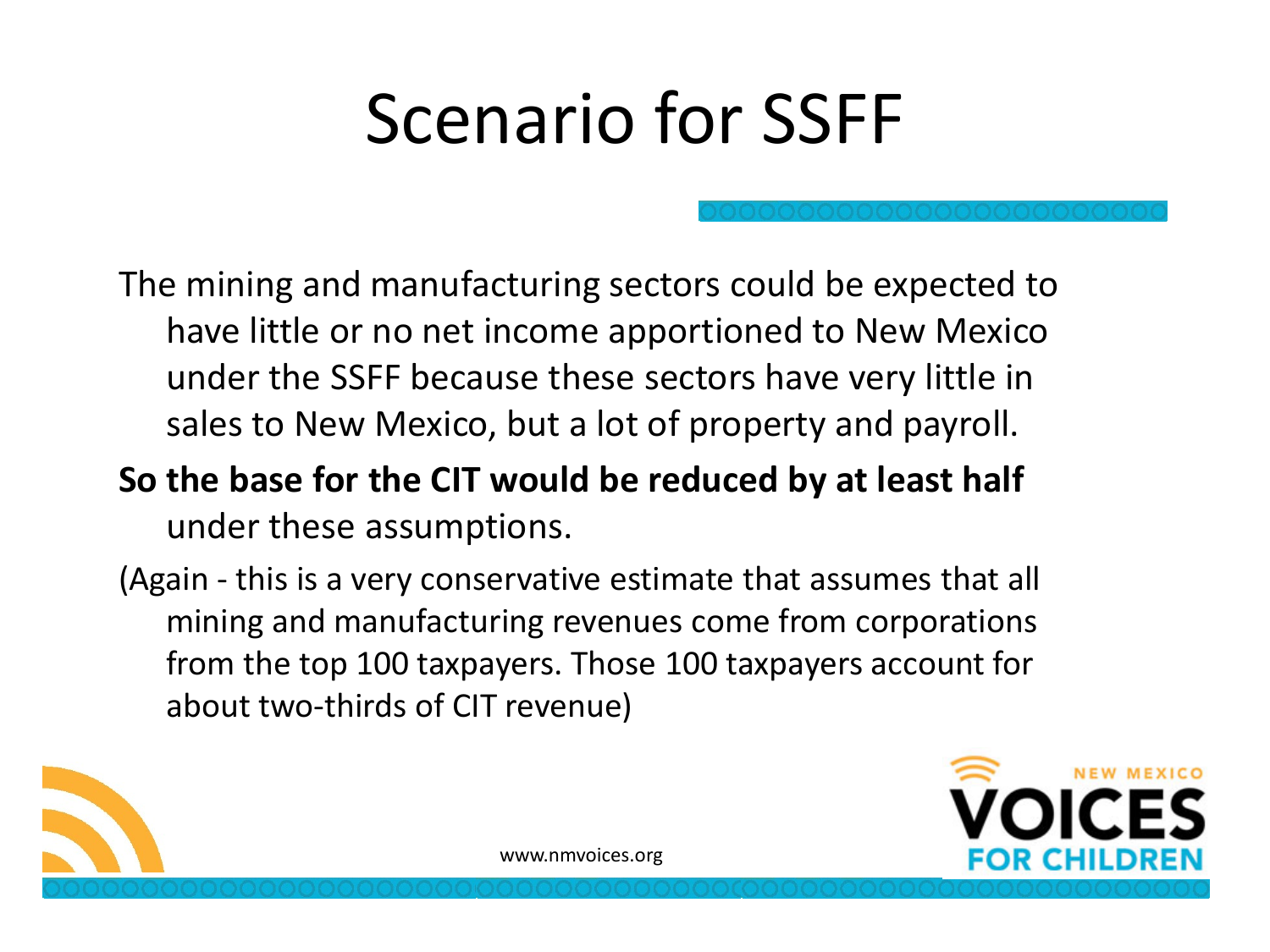# Scenario for SSFF

The mining and manufacturing sectors could be expected to have little or no net income apportioned to New Mexico under the SSFF because these sectors have very little in sales to New Mexico, but a lot of property and payroll.

**So the base for the CIT would be reduced by at least half** under these assumptions.

(Again - this is a very conservative estimate that assumes that all mining and manufacturing revenues come from corporations from the top 100 taxpayers. Those 100 taxpayers account for about two-thirds of CIT revenue)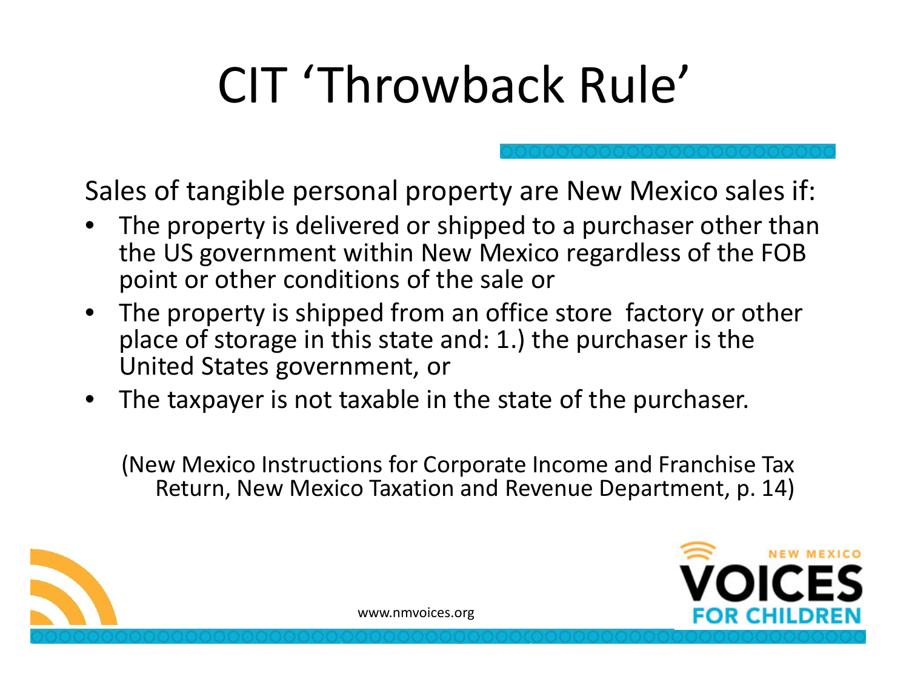# CIT 'Throwback Rule'

Sales of tangible personal property are New Mexico sales if:

- The property is delivered or shipped to a purchaser other than the US government within New Mexico regardless of the FOB point or other conditions of the sale or
- The property is shipped from an office store  factory or other place of storage in this state and: 1.) the purchaser is the United States government, or
- The taxpayer is not taxable in the state of the purchaser.

(New Mexico Instructions for Corporate Income and Franchise Tax Return, New Mexico Taxation and Revenue Department, p. 14)

www.nmvoices.org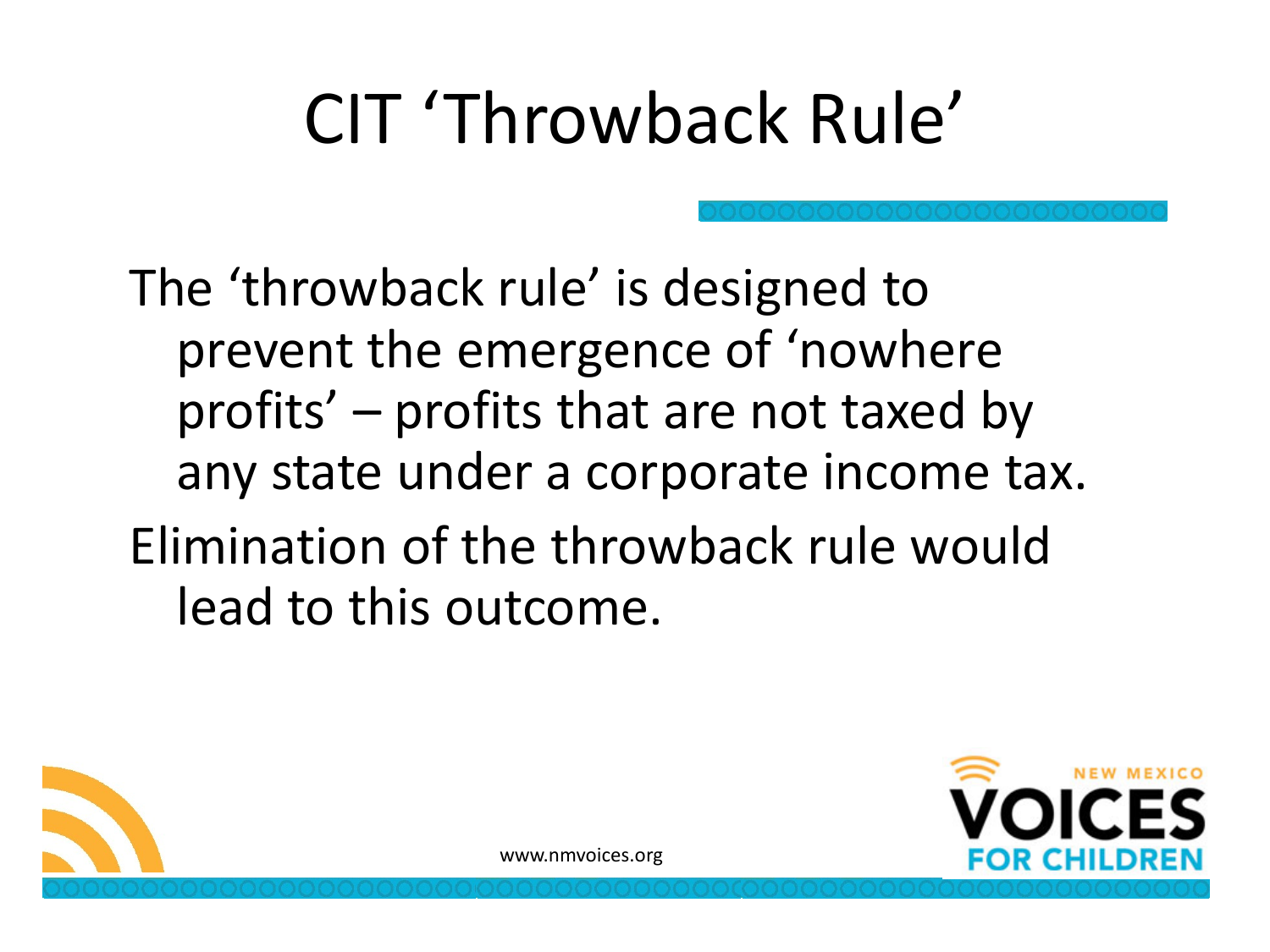# CIT 'Throwback Rule'

The 'throwback rule' is designed to prevent the emergence of 'nowhere profits' – profits that are not taxed by any state under a corporate income tax.

Elimination of the throwback rule would lead to this outcome.